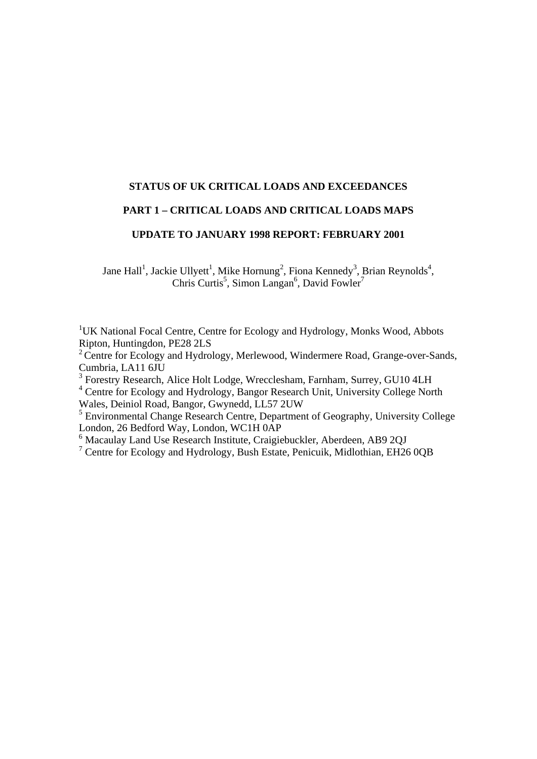# STATUS OF UK CRITICAL LOADS AND EXCEEDANCES

## PART 1 – CRITICAL LOADS AND CRITICAL LOADS MAPS

## UPDATE TO JANUARY 1998 REPORT: FEBRUARY 2001

Jane Hall[1], Jackie Ullyett[1], Mike Hornung[2], Fiona Kennedy[3], Brian Reynolds[4], Chris Curtis[5], Simon Langan[6], David Fowler[7]

[1]UK National Focal Centre, Centre for Ecology and Hydrology, Monks Wood, Abbots Ripton, Huntingdon, PE28 2LS

[2] Centre for Ecology and Hydrology, Merlewood, Windermere Road, Grange-over-Sands, Cumbria, LA11 6JU

[3] Forestry Research, Alice Holt Lodge, Wrecclesham, Farnham, Surrey, GU10 4LH

[4] Centre for Ecology and Hydrology, Bangor Research Unit, University College North Wales, Deiniol Road, Bangor, Gwynedd, LL57 2UW

[5] Environmental Change Research Centre, Department of Geography, University College London, 26 Bedford Way, London, WC1H 0AP

[6] Macaulay Land Use Research Institute, Craigiebuckler, Aberdeen, AB9 2QJ

[7] Centre for Ecology and Hydrology, Bush Estate, Penicuik, Midlothian, EH26 0QB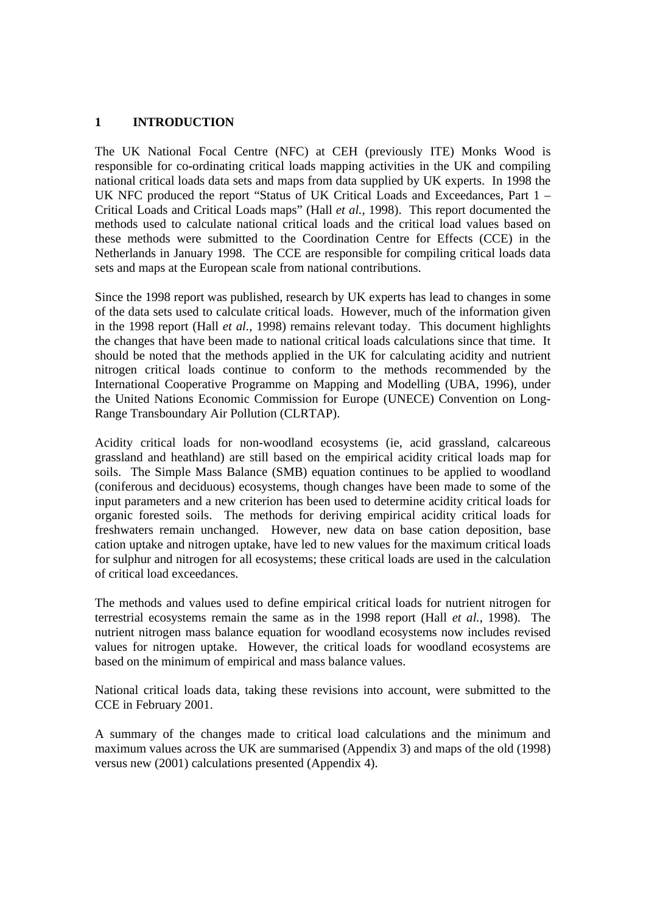# 1 INTRODUCTION

The UK National Focal Centre (NFC) at CEH (previously ITE) Monks Wood is responsible for co-ordinating critical loads mapping activities in the UK and compiling national critical loads data sets and maps from data supplied by UK experts. In 1998 the UK NFC produced the report "Status of UK Critical Loads and Exceedances, Part 1 – Critical Loads and Critical Loads maps" (Hall *et al.*, 1998). This report documented the methods used to calculate national critical loads and the critical load values based on these methods were submitted to the Coordination Centre for Effects (CCE) in the Netherlands in January 1998. The CCE are responsible for compiling critical loads data sets and maps at the European scale from national contributions.

Since the 1998 report was published, research by UK experts has lead to changes in some of the data sets used to calculate critical loads. However, much of the information given in the 1998 report (Hall *et al.*, 1998) remains relevant today. This document highlights the changes that have been made to national critical loads calculations since that time. It should be noted that the methods applied in the UK for calculating acidity and nutrient nitrogen critical loads continue to conform to the methods recommended by the International Cooperative Programme on Mapping and Modelling (UBA, 1996), under the United Nations Economic Commission for Europe (UNECE) Convention on Long-Range Transboundary Air Pollution (CLRTAP).

Acidity critical loads for non-woodland ecosystems (ie, acid grassland, calcareous grassland and heathland) are still based on the empirical acidity critical loads map for soils. The Simple Mass Balance (SMB) equation continues to be applied to woodland (coniferous and deciduous) ecosystems, though changes have been made to some of the input parameters and a new criterion has been used to determine acidity critical loads for organic forested soils. The methods for deriving empirical acidity critical loads for freshwaters remain unchanged. However, new data on base cation deposition, base cation uptake and nitrogen uptake, have led to new values for the maximum critical loads for sulphur and nitrogen for all ecosystems; these critical loads are used in the calculation of critical load exceedances.

The methods and values used to define empirical critical loads for nutrient nitrogen for terrestrial ecosystems remain the same as in the 1998 report (Hall *et al.*, 1998). The nutrient nitrogen mass balance equation for woodland ecosystems now includes revised values for nitrogen uptake. However, the critical loads for woodland ecosystems are based on the minimum of empirical and mass balance values.

National critical loads data, taking these revisions into account, were submitted to the CCE in February 2001.

A summary of the changes made to critical load calculations and the minimum and maximum values across the UK are summarised (Appendix 3) and maps of the old (1998) versus new (2001) calculations presented (Appendix 4).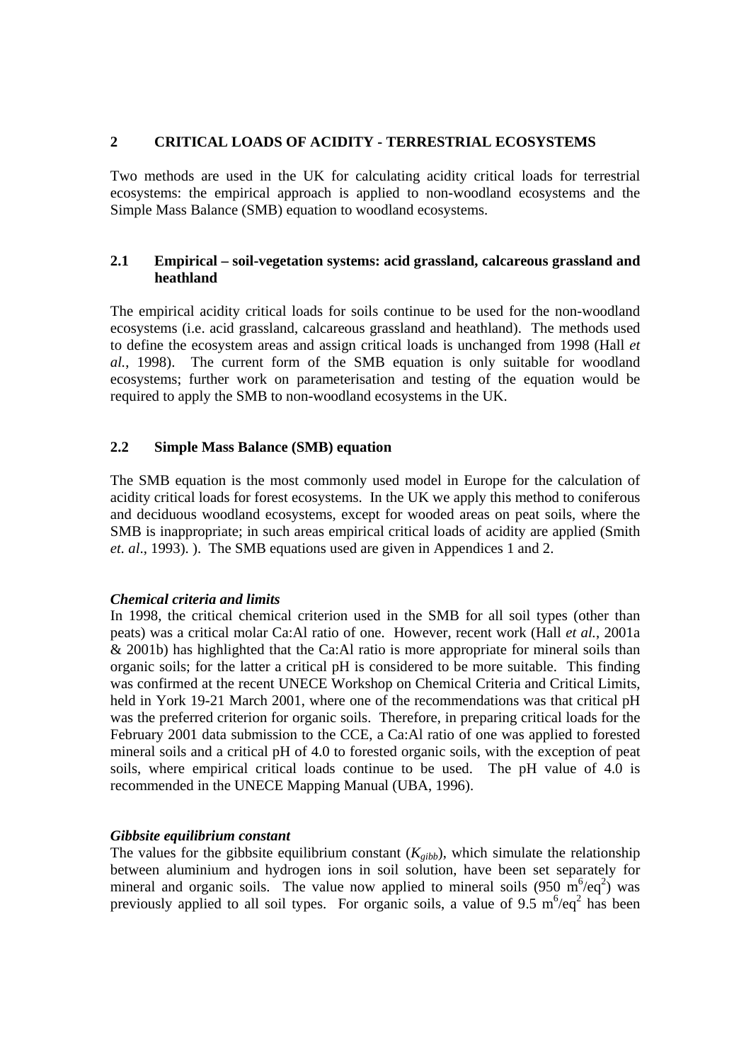## 2 CRITICAL LOADS OF ACIDITY - TERRESTRIAL ECOSYSTEMS

Two methods are used in the UK for calculating acidity critical loads for terrestrial ecosystems: the empirical approach is applied to non-woodland ecosystems and the Simple Mass Balance (SMB) equation to woodland ecosystems.

### 2.1 Empirical – soil-vegetation systems: acid grassland, calcareous grassland and heathland

The empirical acidity critical loads for soils continue to be used for the non-woodland ecosystems (i.e. acid grassland, calcareous grassland and heathland). The methods used to define the ecosystem areas and assign critical loads is unchanged from 1998 (Hall *et al.*, 1998). The current form of the SMB equation is only suitable for woodland ecosystems; further work on parameterisation and testing of the equation would be required to apply the SMB to non-woodland ecosystems in the UK.

### 2.2 Simple Mass Balance (SMB) equation

The SMB equation is the most commonly used model in Europe for the calculation of acidity critical loads for forest ecosystems. In the UK we apply this method to coniferous and deciduous woodland ecosystems, except for wooded areas on peat soils, where the SMB is inappropriate; in such areas empirical critical loads of acidity are applied (Smith *et. al*., 1993). ). The SMB equations used are given in Appendices 1 and 2.

***Chemical criteria and limits***

In 1998, the critical chemical criterion used in the SMB for all soil types (other than peats) was a critical molar Ca:Al ratio of one. However, recent work (Hall *et al.*, 2001a & 2001b) has highlighted that the Ca:Al ratio is more appropriate for mineral soils than organic soils; for the latter a critical pH is considered to be more suitable. This finding was confirmed at the recent UNECE Workshop on Chemical Criteria and Critical Limits, held in York 19-21 March 2001, where one of the recommendations was that critical pH was the preferred criterion for organic soils. Therefore, in preparing critical loads for the February 2001 data submission to the CCE, a Ca:Al ratio of one was applied to forested mineral soils and a critical pH of 4.0 to forested organic soils, with the exception of peat soils, where empirical critical loads continue to be used. The pH value of 4.0 is recommended in the UNECE Mapping Manual (UBA, 1996).

***Gibbsite equilibrium constant***

The values for the gibbsite equilibrium constant ($K_{gibb}$), which simulate the relationship between aluminium and hydrogen ions in soil solution, have been set separately for mineral and organic soils. The value now applied to mineral soils (950 $m^6/eq^2$) was previously applied to all soil types. For organic soils, a value of 9.5 $m^6/eq^2$ has been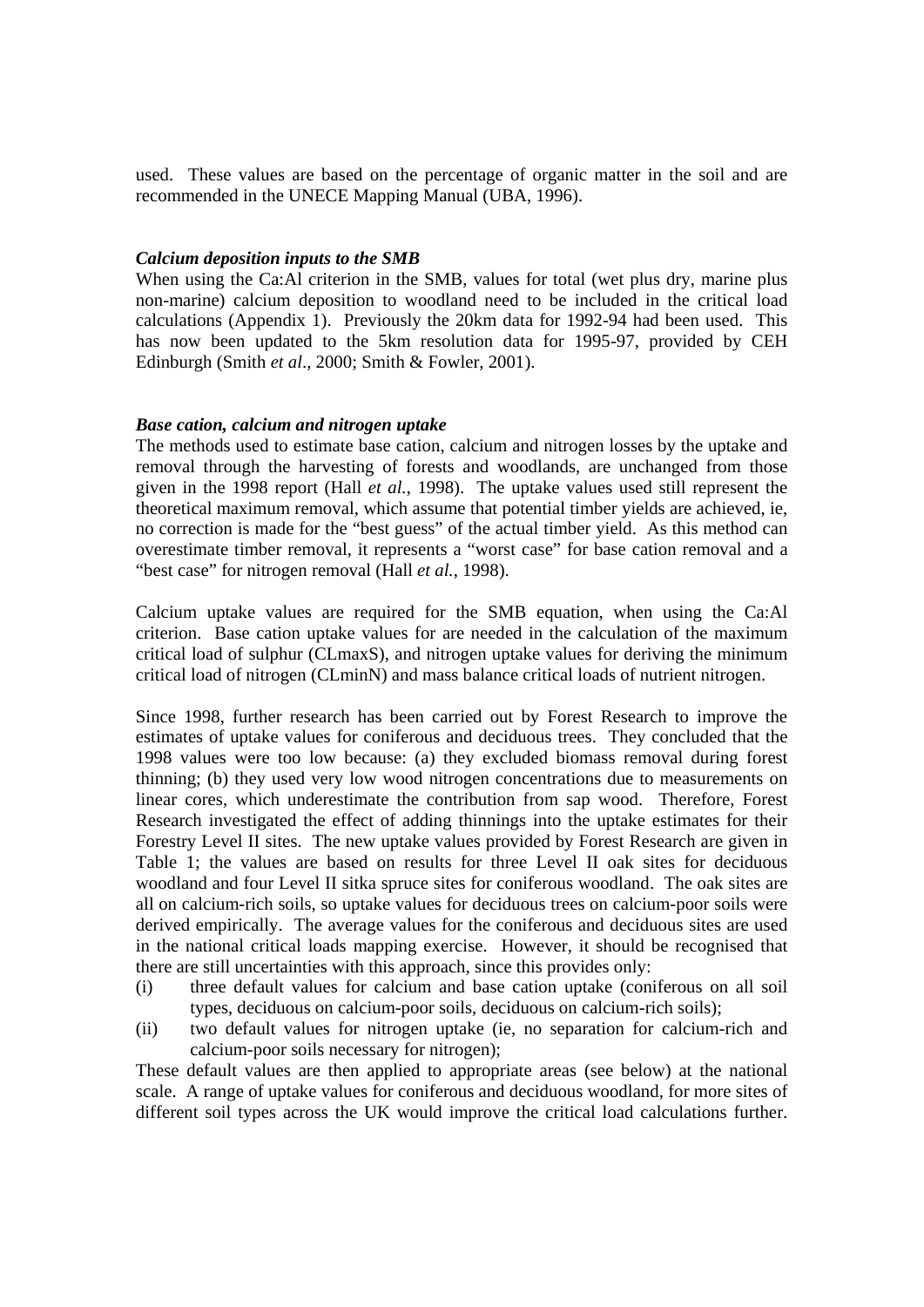used. These values are based on the percentage of organic matter in the soil and are recommended in the UNECE Mapping Manual (UBA, 1996).

***Calcium deposition inputs to the SMB***

When using the Ca:Al criterion in the SMB, values for total (wet plus dry, marine plus non-marine) calcium deposition to woodland need to be included in the critical load calculations (Appendix 1). Previously the 20km data for 1992-94 had been used. This has now been updated to the 5km resolution data for 1995-97, provided by CEH Edinburgh (Smith *et al*., 2000; Smith & Fowler, 2001).

***Base cation, calcium and nitrogen uptake***

The methods used to estimate base cation, calcium and nitrogen losses by the uptake and removal through the harvesting of forests and woodlands, are unchanged from those given in the 1998 report (Hall *et al.*, 1998). The uptake values used still represent the theoretical maximum removal, which assume that potential timber yields are achieved, ie, no correction is made for the "best guess" of the actual timber yield. As this method can overestimate timber removal, it represents a "worst case" for base cation removal and a "best case" for nitrogen removal (Hall *et al.*, 1998).

Calcium uptake values are required for the SMB equation, when using the Ca:Al criterion. Base cation uptake values for are needed in the calculation of the maximum critical load of sulphur (CLmaxS), and nitrogen uptake values for deriving the minimum critical load of nitrogen (CLminN) and mass balance critical loads of nutrient nitrogen.

Since 1998, further research has been carried out by Forest Research to improve the estimates of uptake values for coniferous and deciduous trees. They concluded that the 1998 values were too low because: (a) they excluded biomass removal during forest thinning; (b) they used very low wood nitrogen concentrations due to measurements on linear cores, which underestimate the contribution from sap wood. Therefore, Forest Research investigated the effect of adding thinnings into the uptake estimates for their Forestry Level II sites. The new uptake values provided by Forest Research are given in Table 1; the values are based on results for three Level II oak sites for deciduous woodland and four Level II sitka spruce sites for coniferous woodland. The oak sites are all on calcium-rich soils, so uptake values for deciduous trees on calcium-poor soils were derived empirically. The average values for the coniferous and deciduous sites are used in the national critical loads mapping exercise. However, it should be recognised that there are still uncertainties with this approach, since this provides only:

(i) three default values for calcium and base cation uptake (coniferous on all soil types, deciduous on calcium-poor soils, deciduous on calcium-rich soils);
(ii) two default values for nitrogen uptake (ie, no separation for calcium-rich and calcium-poor soils necessary for nitrogen);

These default values are then applied to appropriate areas (see below) at the national scale. A range of uptake values for coniferous and deciduous woodland, for more sites of different soil types across the UK would improve the critical load calculations further.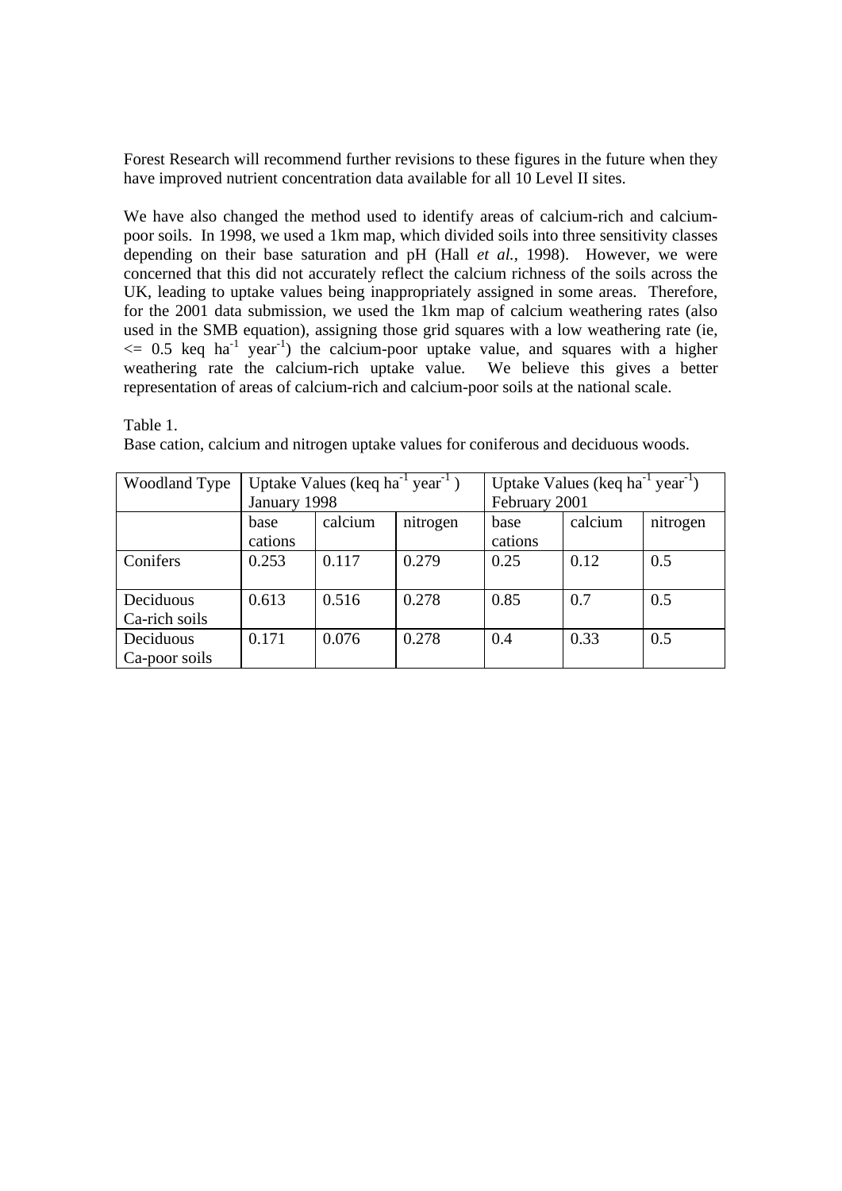Forest Research will recommend further revisions to these figures in the future when they have improved nutrient concentration data available for all 10 Level II sites.

We have also changed the method used to identify areas of calcium-rich and calcium-poor soils. In 1998, we used a 1km map, which divided soils into three sensitivity classes depending on their base saturation and pH (Hall *et al.*, 1998). However, we were concerned that this did not accurately reflect the calcium richness of the soils across the UK, leading to uptake values being inappropriately assigned in some areas. Therefore, for the 2001 data submission, we used the 1km map of calcium weathering rates (also used in the SMB equation), assigning those grid squares with a low weathering rate (ie, <= 0.5 keq $ha^{-1}$ $year^{-1}$) the calcium-poor uptake value, and squares with a higher weathering rate the calcium-rich uptake value. We believe this gives a better representation of areas of calcium-rich and calcium-poor soils at the national scale.

Table 1.
Base cation, calcium and nitrogen uptake values for coniferous and deciduous woods.

| Woodland Type | Uptake Values (keq $ha^{-1}$ $year^{-1}$) January 1998 | | | Uptake Values (keq $ha^{-1}$ $year^{-1}$) February 2001 | | |
|---|---|---|---|---|---|---|
| | base cations | calcium | nitrogen | base cations | calcium | nitrogen |
| Conifers | 0.253 | 0.117 | 0.279 | 0.25 | 0.12 | 0.5 |
| Deciduous Ca-rich soils | 0.613 | 0.516 | 0.278 | 0.85 | 0.7 | 0.5 |
| Deciduous Ca-poor soils | 0.171 | 0.076 | 0.278 | 0.4 | 0.33 | 0.5 |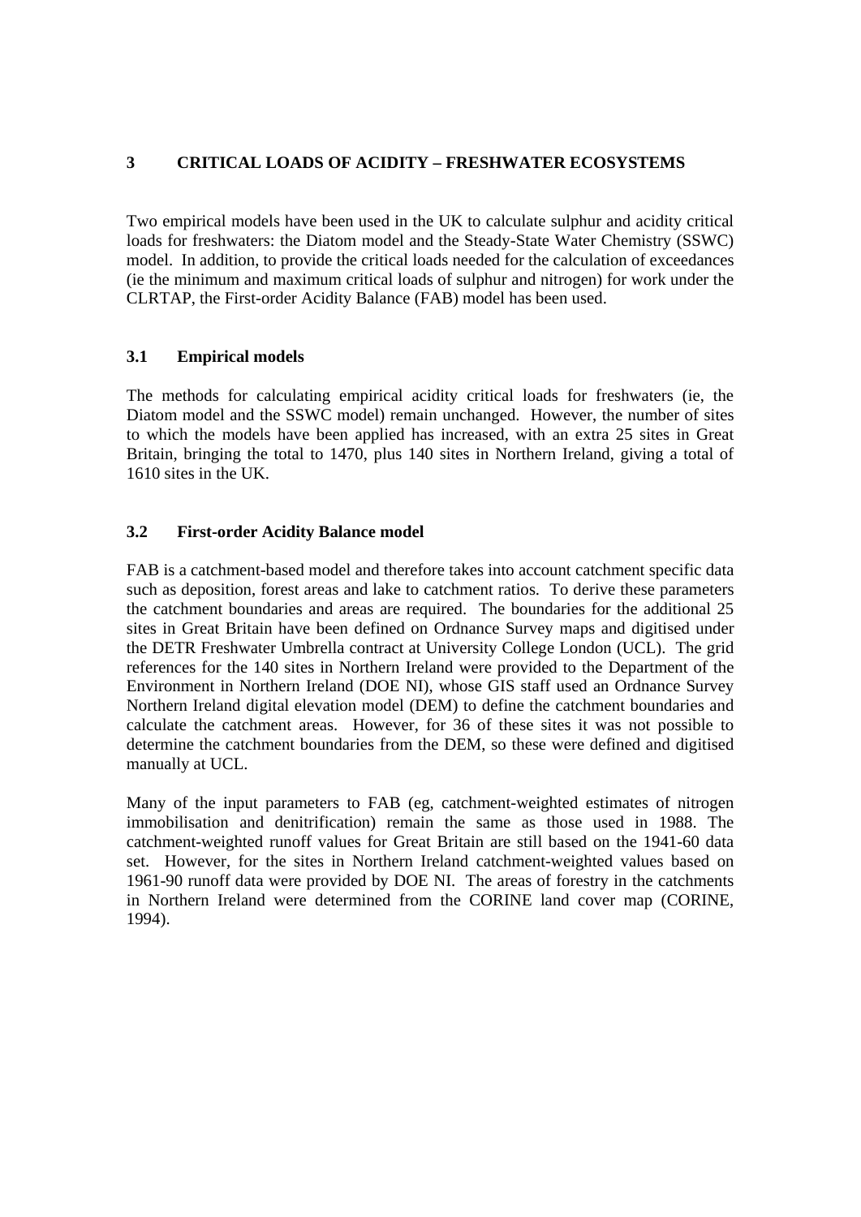# 3 CRITICAL LOADS OF ACIDITY – FRESHWATER ECOSYSTEMS

Two empirical models have been used in the UK to calculate sulphur and acidity critical loads for freshwaters: the Diatom model and the Steady-State Water Chemistry (SSWC) model. In addition, to provide the critical loads needed for the calculation of exceedances (ie the minimum and maximum critical loads of sulphur and nitrogen) for work under the CLRTAP, the First-order Acidity Balance (FAB) model has been used.

## 3.1 Empirical models

The methods for calculating empirical acidity critical loads for freshwaters (ie, the Diatom model and the SSWC model) remain unchanged. However, the number of sites to which the models have been applied has increased, with an extra 25 sites in Great Britain, bringing the total to 1470, plus 140 sites in Northern Ireland, giving a total of 1610 sites in the UK.

## 3.2 First-order Acidity Balance model

FAB is a catchment-based model and therefore takes into account catchment specific data such as deposition, forest areas and lake to catchment ratios. To derive these parameters the catchment boundaries and areas are required. The boundaries for the additional 25 sites in Great Britain have been defined on Ordnance Survey maps and digitised under the DETR Freshwater Umbrella contract at University College London (UCL). The grid references for the 140 sites in Northern Ireland were provided to the Department of the Environment in Northern Ireland (DOE NI), whose GIS staff used an Ordnance Survey Northern Ireland digital elevation model (DEM) to define the catchment boundaries and calculate the catchment areas. However, for 36 of these sites it was not possible to determine the catchment boundaries from the DEM, so these were defined and digitised manually at UCL.

Many of the input parameters to FAB (eg, catchment-weighted estimates of nitrogen immobilisation and denitrification) remain the same as those used in 1988. The catchment-weighted runoff values for Great Britain are still based on the 1941-60 data set. However, for the sites in Northern Ireland catchment-weighted values based on 1961-90 runoff data were provided by DOE NI. The areas of forestry in the catchments in Northern Ireland were determined from the CORINE land cover map (CORINE, 1994).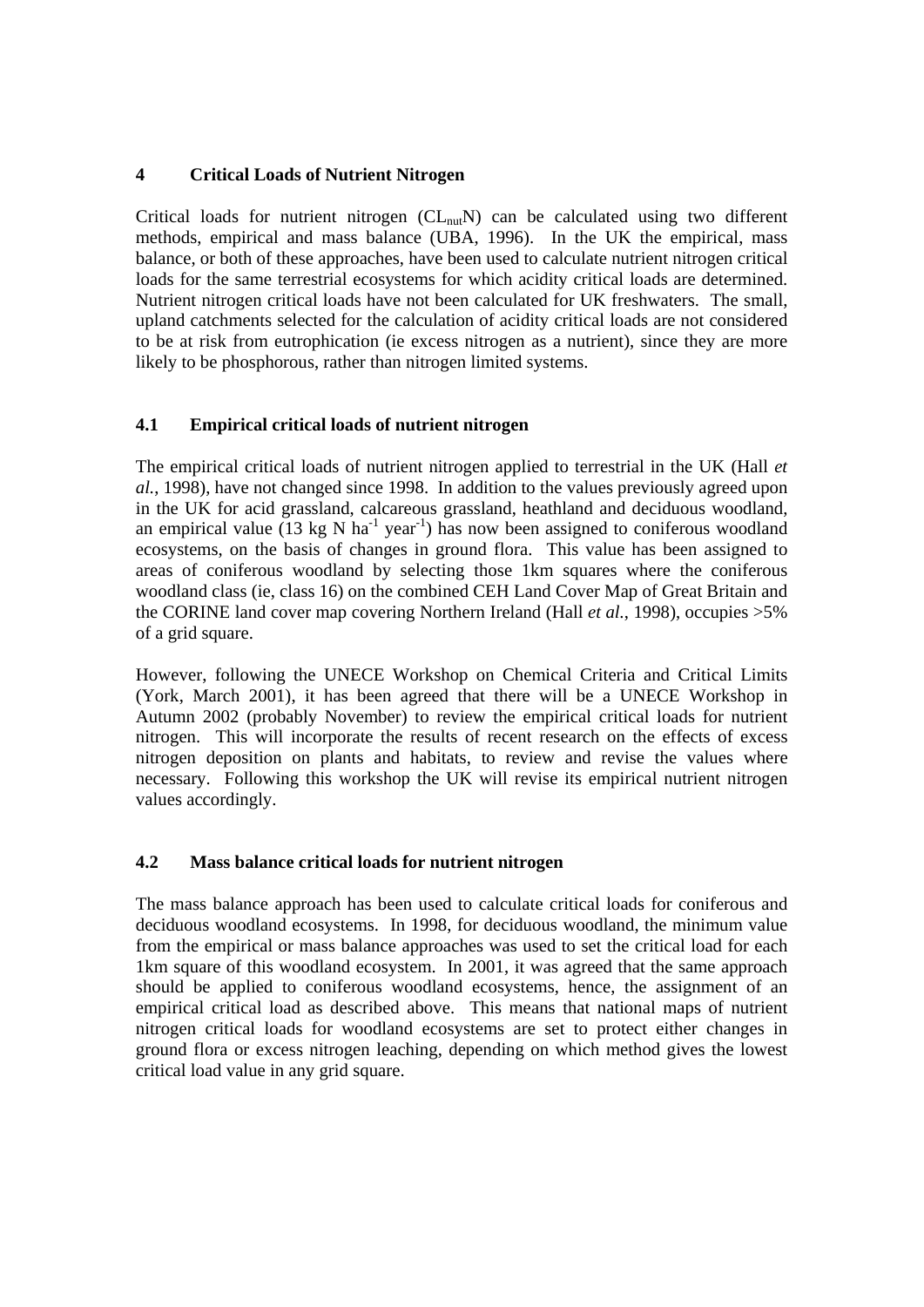# 4 Critical Loads of Nutrient Nitrogen

Critical loads for nutrient nitrogen ($CL_{nut}N$) can be calculated using two different methods, empirical and mass balance (UBA, 1996). In the UK the empirical, mass balance, or both of these approaches, have been used to calculate nutrient nitrogen critical loads for the same terrestrial ecosystems for which acidity critical loads are determined. Nutrient nitrogen critical loads have not been calculated for UK freshwaters. The small, upland catchments selected for the calculation of acidity critical loads are not considered to be at risk from eutrophication (ie excess nitrogen as a nutrient), since they are more likely to be phosphorous, rather than nitrogen limited systems.

## 4.1 Empirical critical loads of nutrient nitrogen

The empirical critical loads of nutrient nitrogen applied to terrestrial in the UK (Hall *et al.*, 1998), have not changed since 1998. In addition to the values previously agreed upon in the UK for acid grassland, calcareous grassland, heathland and deciduous woodland, an empirical value (13 kg N $ha^{-1}$ $year^{-1}$) has now been assigned to coniferous woodland ecosystems, on the basis of changes in ground flora. This value has been assigned to areas of coniferous woodland by selecting those 1km squares where the coniferous woodland class (ie, class 16) on the combined CEH Land Cover Map of Great Britain and the CORINE land cover map covering Northern Ireland (Hall *et al.*, 1998), occupies >5% of a grid square.

However, following the UNECE Workshop on Chemical Criteria and Critical Limits (York, March 2001), it has been agreed that there will be a UNECE Workshop in Autumn 2002 (probably November) to review the empirical critical loads for nutrient nitrogen. This will incorporate the results of recent research on the effects of excess nitrogen deposition on plants and habitats, to review and revise the values where necessary. Following this workshop the UK will revise its empirical nutrient nitrogen values accordingly.

## 4.2 Mass balance critical loads for nutrient nitrogen

The mass balance approach has been used to calculate critical loads for coniferous and deciduous woodland ecosystems. In 1998, for deciduous woodland, the minimum value from the empirical or mass balance approaches was used to set the critical load for each 1km square of this woodland ecosystem. In 2001, it was agreed that the same approach should be applied to coniferous woodland ecosystems, hence, the assignment of an empirical critical load as described above. This means that national maps of nutrient nitrogen critical loads for woodland ecosystems are set to protect either changes in ground flora or excess nitrogen leaching, depending on which method gives the lowest critical load value in any grid square.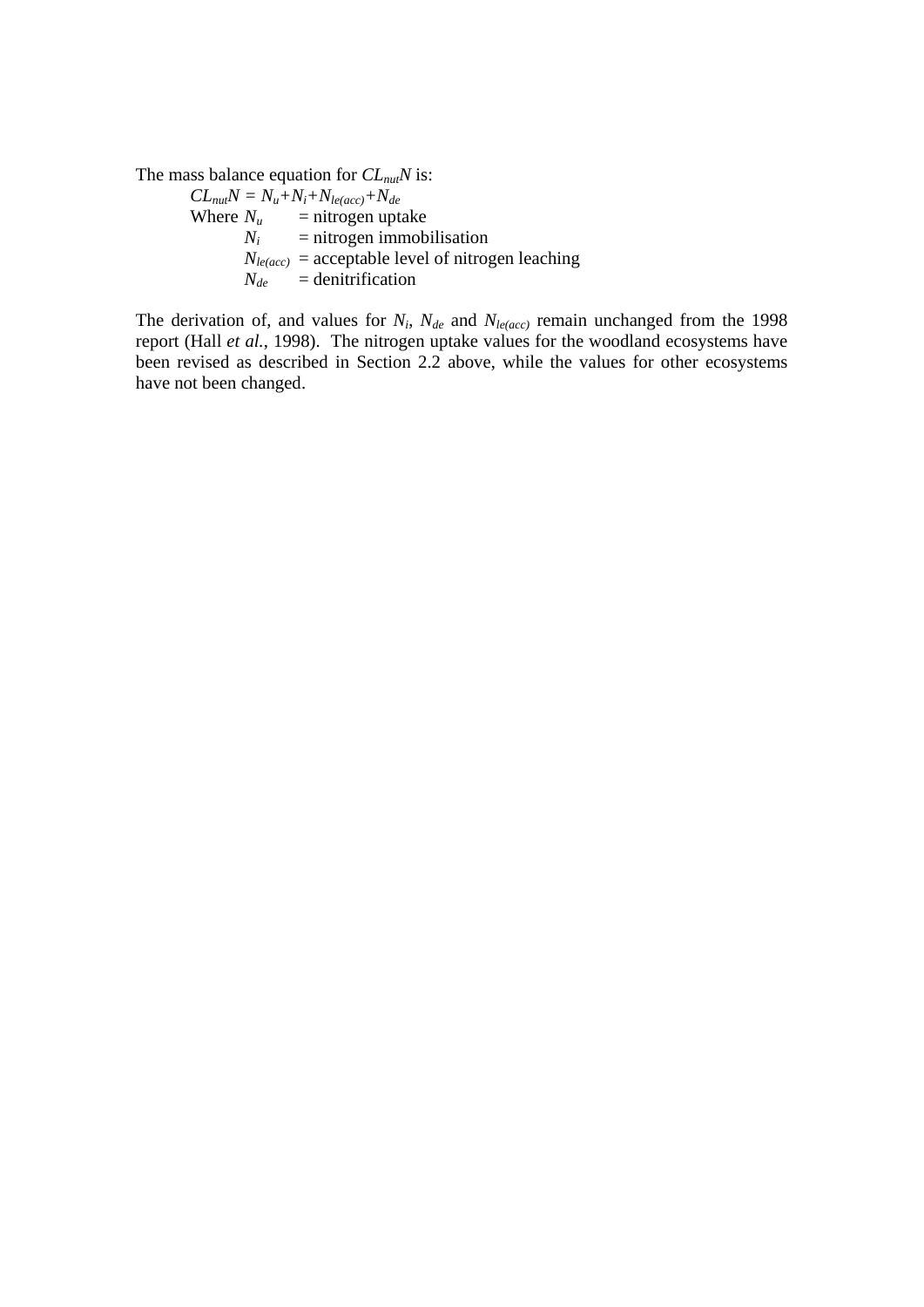The mass balance equation for $CL_{nut}N$ is:

$$CL_{nut}N = N_u + N_i + N_{le(acc)} + N_{de}$$

Where $N_u$ = nitrogen uptake  
$N_i$ = nitrogen immobilisation  
$N_{le(acc)}$ = acceptable level of nitrogen leaching  
$N_{de}$ = denitrification

The derivation of, and values for $N_i$, $N_{de}$ and $N_{le(acc)}$ remain unchanged from the 1998 report (Hall *et al.*, 1998). The nitrogen uptake values for the woodland ecosystems have been revised as described in Section 2.2 above, while the values for other ecosystems have not been changed.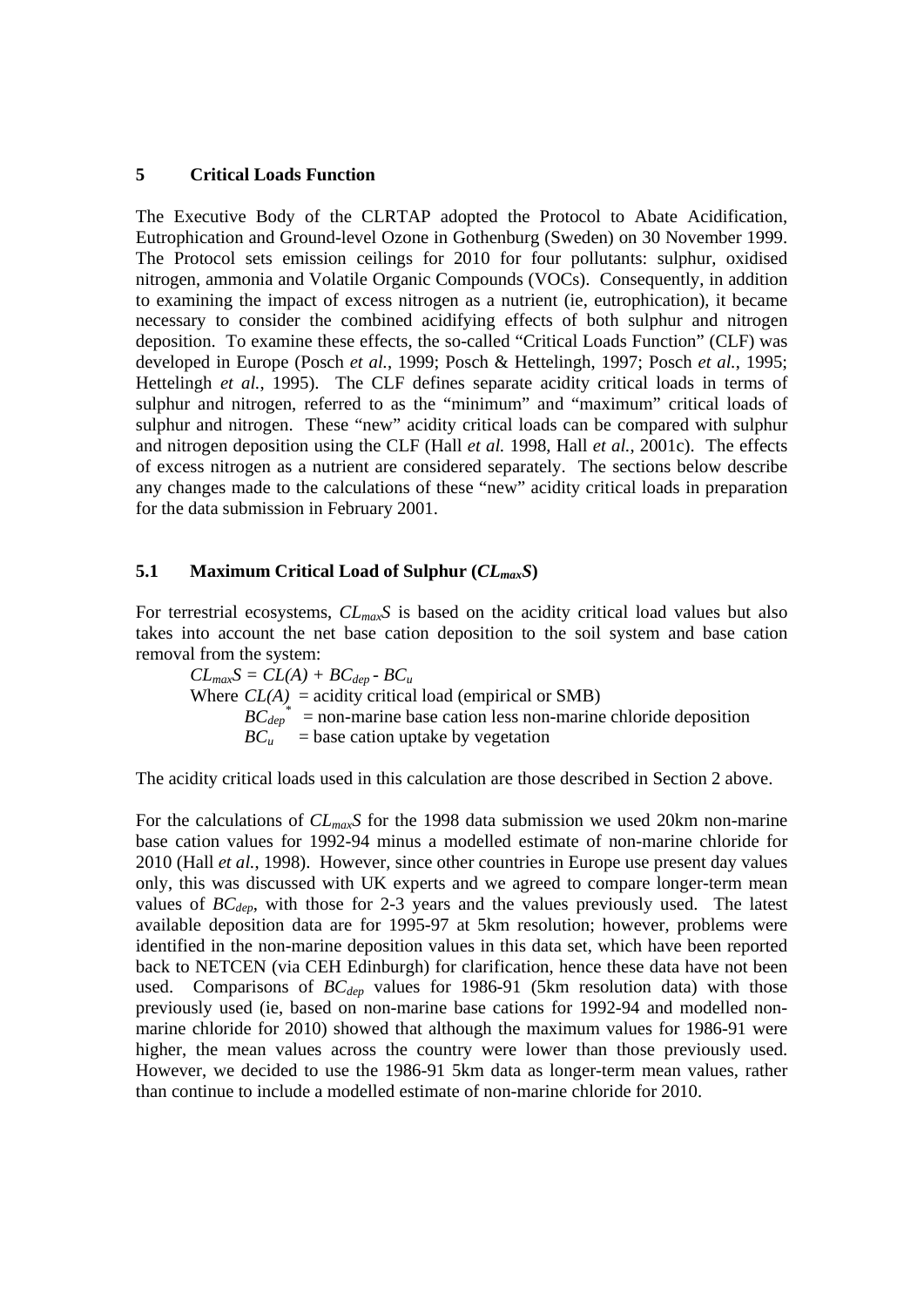## 5 Critical Loads Function

The Executive Body of the CLRTAP adopted the Protocol to Abate Acidification, Eutrophication and Ground-level Ozone in Gothenburg (Sweden) on 30 November 1999. The Protocol sets emission ceilings for 2010 for four pollutants: sulphur, oxidised nitrogen, ammonia and Volatile Organic Compounds (VOCs). Consequently, in addition to examining the impact of excess nitrogen as a nutrient (ie, eutrophication), it became necessary to consider the combined acidifying effects of both sulphur and nitrogen deposition. To examine these effects, the so-called "Critical Loads Function" (CLF) was developed in Europe (Posch *et al.*, 1999; Posch & Hettelingh, 1997; Posch *et al.*, 1995; Hettelingh *et al.*, 1995). The CLF defines separate acidity critical loads in terms of sulphur and nitrogen, referred to as the "minimum" and "maximum" critical loads of sulphur and nitrogen. These "new" acidity critical loads can be compared with sulphur and nitrogen deposition using the CLF (Hall *et al.* 1998, Hall *et al.*, 2001c). The effects of excess nitrogen as a nutrient are considered separately. The sections below describe any changes made to the calculations of these "new" acidity critical loads in preparation for the data submission in February 2001.

### 5.1 Maximum Critical Load of Sulphur ($CL_{max}S$)

For terrestrial ecosystems, $CL_{max}S$ is based on the acidity critical load values but also takes into account the net base cation deposition to the soil system and base cation removal from the system:

$$CL_{max}S = CL(A) + BC_{dep} - BC_u$$

Where $CL(A)$ = acidity critical load (empirical or SMB)
$BC_{dep}^*$ = non-marine base cation less non-marine chloride deposition
$BC_u$ = base cation uptake by vegetation

The acidity critical loads used in this calculation are those described in Section 2 above.

For the calculations of $CL_{max}S$ for the 1998 data submission we used 20km non-marine base cation values for 1992-94 minus a modelled estimate of non-marine chloride for 2010 (Hall *et al.*, 1998). However, since other countries in Europe use present day values only, this was discussed with UK experts and we agreed to compare longer-term mean values of $BC_{dep}$, with those for 2-3 years and the values previously used. The latest available deposition data are for 1995-97 at 5km resolution; however, problems were identified in the non-marine deposition values in this data set, which have been reported back to NETCEN (via CEH Edinburgh) for clarification, hence these data have not been used. Comparisons of $BC_{dep}$ values for 1986-91 (5km resolution data) with those previously used (ie, based on non-marine base cations for 1992-94 and modelled non-marine chloride for 2010) showed that although the maximum values for 1986-91 were higher, the mean values across the country were lower than those previously used. However, we decided to use the 1986-91 5km data as longer-term mean values, rather than continue to include a modelled estimate of non-marine chloride for 2010.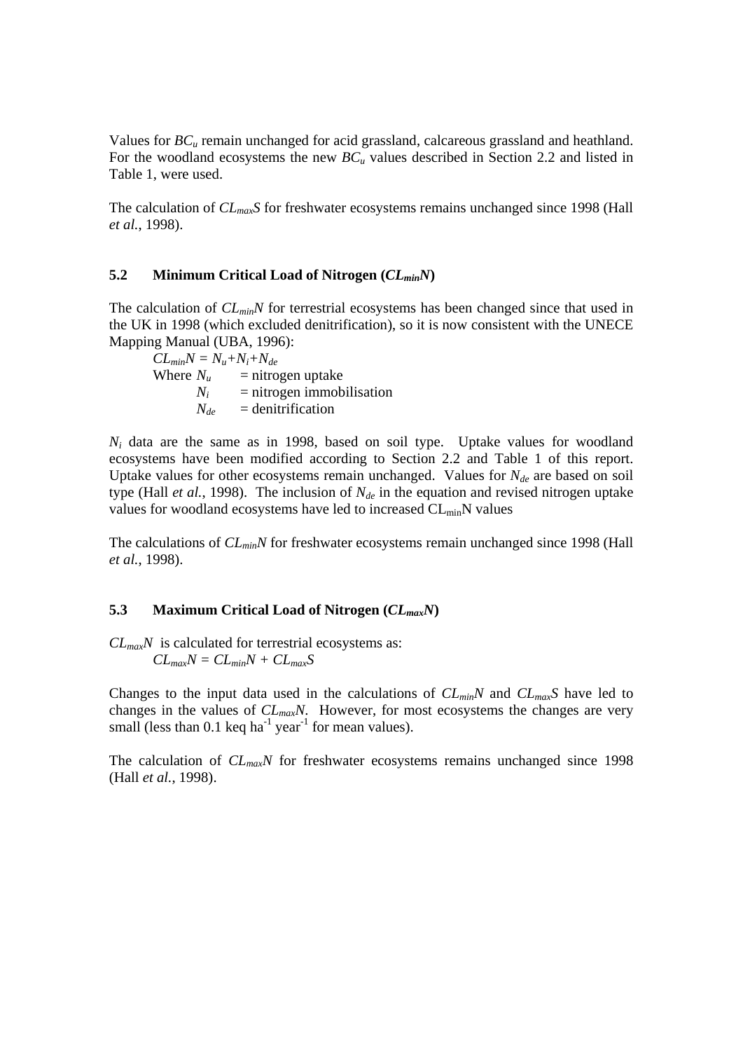Values for $BC_u$ remain unchanged for acid grassland, calcareous grassland and heathland. For the woodland ecosystems the new $BC_u$ values described in Section 2.2 and listed in Table 1, were used.

The calculation of $CL_{max}S$ for freshwater ecosystems remains unchanged since 1998 (Hall *et al.*, 1998).

### 5.2 Minimum Critical Load of Nitrogen ($CL_{min}N$)

The calculation of $CL_{min}N$ for terrestrial ecosystems has been changed since that used in the UK in 1998 (which excluded denitrification), so it is now consistent with the UNECE Mapping Manual (UBA, 1996):

$$CL_{min}N = N_u + N_i + N_{de}$$

Where $N_u$ = nitrogen uptake
$N_i$ = nitrogen immobilisation
$N_{de}$ = denitrification

$N_i$ data are the same as in 1998, based on soil type. Uptake values for woodland ecosystems have been modified according to Section 2.2 and Table 1 of this report. Uptake values for other ecosystems remain unchanged. Values for $N_{de}$ are based on soil type (Hall *et al.*, 1998). The inclusion of $N_{de}$ in the equation and revised nitrogen uptake values for woodland ecosystems have led to increased $CL_{min}N$ values

The calculations of $CL_{min}N$ for freshwater ecosystems remain unchanged since 1998 (Hall *et al.*, 1998).

### 5.3 Maximum Critical Load of Nitrogen ($CL_{max}N$)

$CL_{max}N$ is calculated for terrestrial ecosystems as:

$$CL_{max}N = CL_{min}N + CL_{max}S$$

Changes to the input data used in the calculations of $CL_{min}N$ and $CL_{max}S$ have led to changes in the values of $CL_{max}N$. However, for most ecosystems the changes are very small (less than 0.1 keq $ha^{-1}$ $year^{-1}$ for mean values).

The calculation of $CL_{max}N$ for freshwater ecosystems remains unchanged since 1998 (Hall *et al.*, 1998).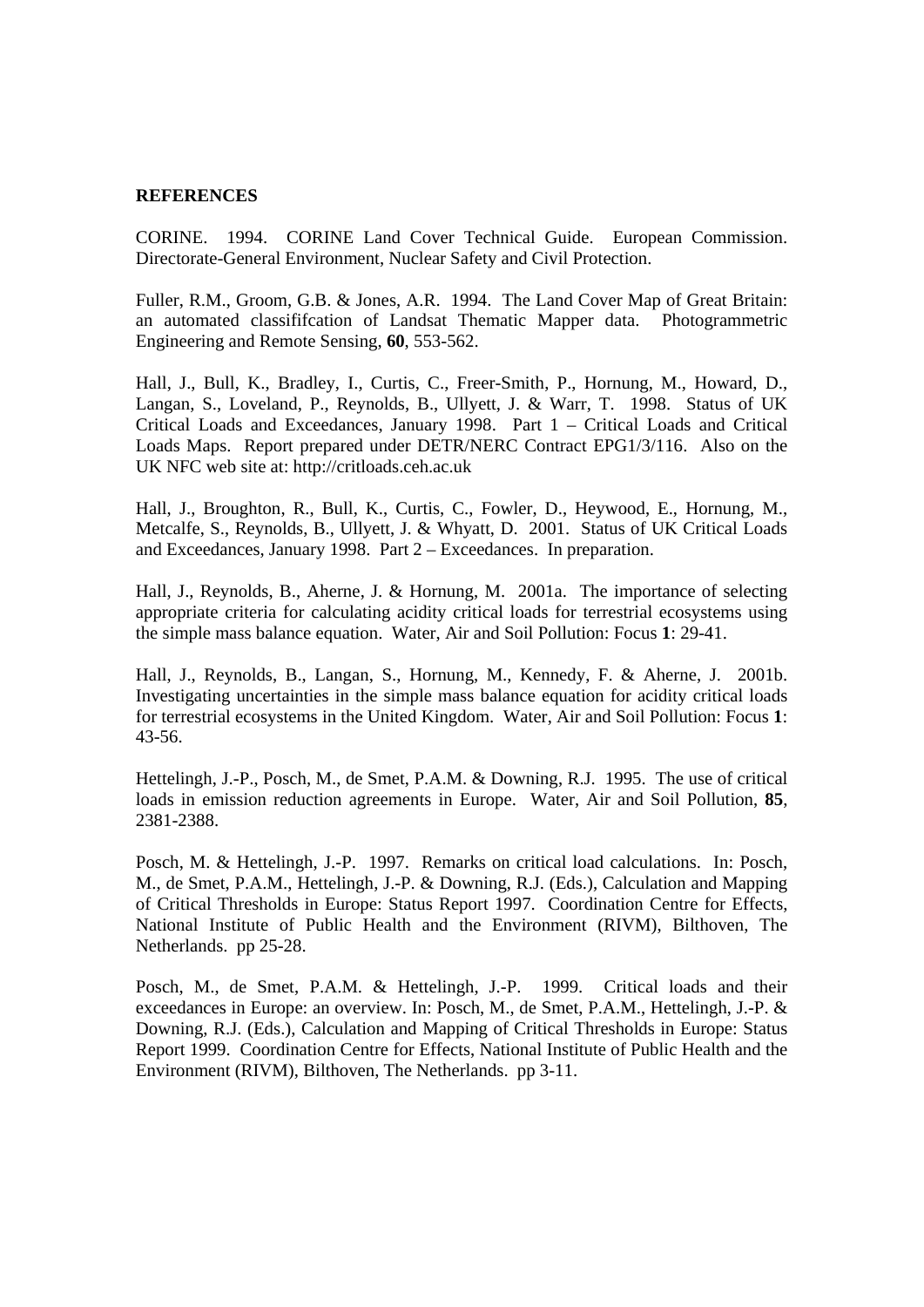**REFERENCES**

CORINE. 1994. CORINE Land Cover Technical Guide. European Commission. Directorate-General Environment, Nuclear Safety and Civil Protection.

Fuller, R.M., Groom, G.B. & Jones, A.R. 1994. The Land Cover Map of Great Britain: an automated classififcation of Landsat Thematic Mapper data. Photogrammetric Engineering and Remote Sensing, **60**, 553-562.

Hall, J., Bull, K., Bradley, I., Curtis, C., Freer-Smith, P., Hornung, M., Howard, D., Langan, S., Loveland, P., Reynolds, B., Ullyett, J. & Warr, T. 1998. Status of UK Critical Loads and Exceedances, January 1998. Part 1 – Critical Loads and Critical Loads Maps. Report prepared under DETR/NERC Contract EPG1/3/116. Also on the UK NFC web site at: http://critloads.ceh.ac.uk

Hall, J., Broughton, R., Bull, K., Curtis, C., Fowler, D., Heywood, E., Hornung, M., Metcalfe, S., Reynolds, B., Ullyett, J. & Whyatt, D. 2001. Status of UK Critical Loads and Exceedances, January 1998. Part 2 – Exceedances. In preparation.

Hall, J., Reynolds, B., Aherne, J. & Hornung, M. 2001a. The importance of selecting appropriate criteria for calculating acidity critical loads for terrestrial ecosystems using the simple mass balance equation. Water, Air and Soil Pollution: Focus **1**: 29-41.

Hall, J., Reynolds, B., Langan, S., Hornung, M., Kennedy, F. & Aherne, J. 2001b. Investigating uncertainties in the simple mass balance equation for acidity critical loads for terrestrial ecosystems in the United Kingdom. Water, Air and Soil Pollution: Focus **1**: 43-56.

Hettelingh, J.-P., Posch, M., de Smet, P.A.M. & Downing, R.J. 1995. The use of critical loads in emission reduction agreements in Europe. Water, Air and Soil Pollution, **85**, 2381-2388.

Posch, M. & Hettelingh, J.-P. 1997. Remarks on critical load calculations. In: Posch, M., de Smet, P.A.M., Hettelingh, J.-P. & Downing, R.J. (Eds.), Calculation and Mapping of Critical Thresholds in Europe: Status Report 1997. Coordination Centre for Effects, National Institute of Public Health and the Environment (RIVM), Bilthoven, The Netherlands. pp 25-28.

Posch, M., de Smet, P.A.M. & Hettelingh, J.-P. 1999. Critical loads and their exceedances in Europe: an overview. In: Posch, M., de Smet, P.A.M., Hettelingh, J.-P. & Downing, R.J. (Eds.), Calculation and Mapping of Critical Thresholds in Europe: Status Report 1999. Coordination Centre for Effects, National Institute of Public Health and the Environment (RIVM), Bilthoven, The Netherlands. pp 3-11.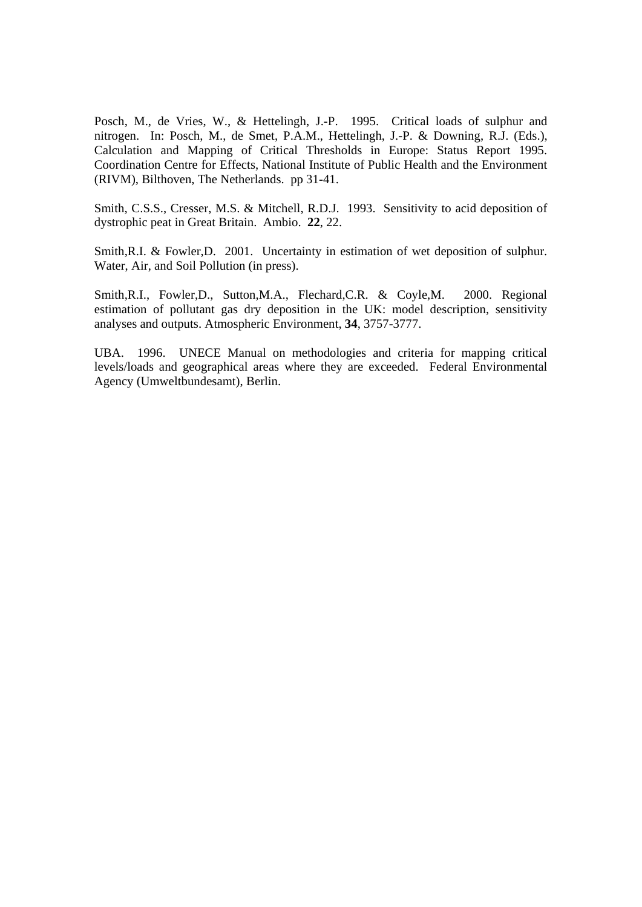Posch, M., de Vries, W., & Hettelingh, J.-P. 1995. Critical loads of sulphur and nitrogen. In: Posch, M., de Smet, P.A.M., Hettelingh, J.-P. & Downing, R.J. (Eds.), Calculation and Mapping of Critical Thresholds in Europe: Status Report 1995. Coordination Centre for Effects, National Institute of Public Health and the Environment (RIVM), Bilthoven, The Netherlands. pp 31-41.

Smith, C.S.S., Cresser, M.S. & Mitchell, R.D.J. 1993. Sensitivity to acid deposition of dystrophic peat in Great Britain. Ambio. **22**, 22.

Smith,R.I. & Fowler,D. 2001. Uncertainty in estimation of wet deposition of sulphur. Water, Air, and Soil Pollution (in press).

Smith,R.I., Fowler,D., Sutton,M.A., Flechard,C.R. & Coyle,M. 2000. Regional estimation of pollutant gas dry deposition in the UK: model description, sensitivity analyses and outputs. Atmospheric Environment, **34**, 3757-3777.

UBA. 1996. UNECE Manual on methodologies and criteria for mapping critical levels/loads and geographical areas where they are exceeded. Federal Environmental Agency (Umweltbundesamt), Berlin.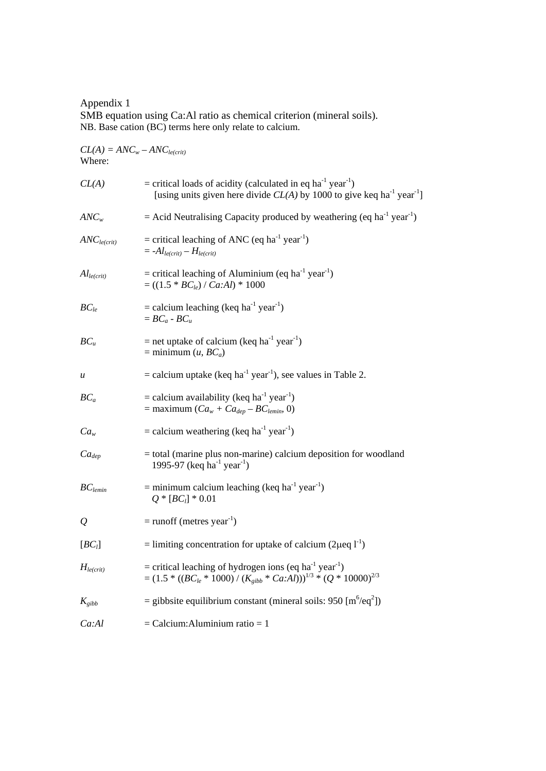Appendix 1

SMB equation using Ca:Al ratio as chemical criterion (mineral soils).

NB. Base cation (BC) terms here only relate to calcium.

$CL(A) = ANC_w – ANC_{le(crit)}$

Where:

$CL(A)$ = critical loads of acidity (calculated in eq ha$^{-1}$ year$^{-1}$)
[using units given here divide $CL(A)$ by 1000 to give keq ha$^{-1}$ year$^{-1}$]

$ANC_w$ = Acid Neutralising Capacity produced by weathering (eq ha$^{-1}$ year$^{-1}$)

$ANC_{le(crit)}$ = critical leaching of ANC (eq ha$^{-1}$ year$^{-1}$)
$= -Al_{le(crit)} – H_{le(crit)}$

$Al_{le(crit)}$ = critical leaching of Aluminium (eq ha$^{-1}$ year$^{-1}$)
$= ((1.5 * BC_{le}) / Ca:Al) * 1000$

$BC_{le}$ = calcium leaching (keq ha$^{-1}$ year$^{-1}$)
$= BC_a - BC_u$

$BC_u$ = net uptake of calcium (keq ha$^{-1}$ year$^{-1}$)
= minimum ($u$, $BC_a$)

$u$ = calcium uptake (keq ha$^{-1}$ year$^{-1}$), see values in Table 2.

$BC_a$ = calcium availability (keq ha$^{-1}$ year$^{-1}$)
= maximum ($Ca_w + Ca_{dep} – BC_{lemin}$, 0)

$Ca_w$ = calcium weathering (keq ha$^{-1}$ year$^{-1}$)

$Ca_{dep}$ = total (marine plus non-marine) calcium deposition for woodland 1995-97 (keq ha$^{-1}$ year$^{-1}$)

$BC_{lemin}$ = minimum calcium leaching (keq ha$^{-1}$ year$^{-1}$)
$Q * [BC_l] * 0.01$

$Q$ = runoff (metres year$^{-1}$)

$[BC_l]$ = limiting concentration for uptake of calcium (2μeq l$^{-1}$)

$H_{le(crit)}$ = critical leaching of hydrogen ions (eq ha$^{-1}$ year$^{-1}$)
$= (1.5 * ((BC_{le} * 1000) / (K_{gibb} * Ca:Al)))^{1/3} * (Q * 10000)^{2/3}$

$K_{gibb}$ = gibbsite equilibrium constant (mineral soils: 950 [m$^6$/eq$^2$])

$Ca:Al$ = Calcium:Aluminium ratio = 1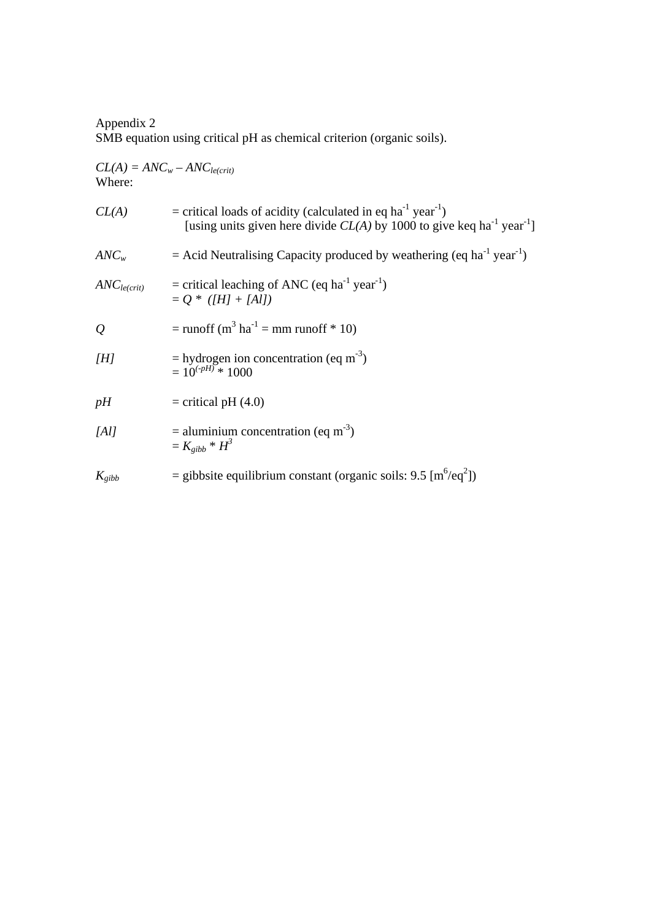Appendix 2
SMB equation using critical pH as chemical criterion (organic soils).

$CL(A) = ANC_w - ANC_{le(crit)}$
Where:

$CL(A)$ = critical loads of acidity (calculated in eq $ha^{-1}$ $year^{-1}$)
[using units given here divide $CL(A)$ by 1000 to give keq $ha^{-1}$ $year^{-1}$]

$ANC_w$ = Acid Neutralising Capacity produced by weathering (eq $ha^{-1}$ $year^{-1}$)

$ANC_{le(crit)}$ = critical leaching of ANC (eq $ha^{-1}$ $year^{-1}$)
$= Q * ([H] + [Al])$

$Q$ = runoff ($m^3$ $ha^{-1}$ = mm runoff * 10)

$[H]$ = hydrogen ion concentration (eq $m^{-3}$)
$= 10^{(-pH)} * 1000$

$pH$ = critical pH (4.0)

$[Al]$ = aluminium concentration (eq $m^{-3}$)
$= K_{gibb} * H^3$

$K_{gibb}$ = gibbsite equilibrium constant (organic soils: 9.5 [$m^6/eq^2$])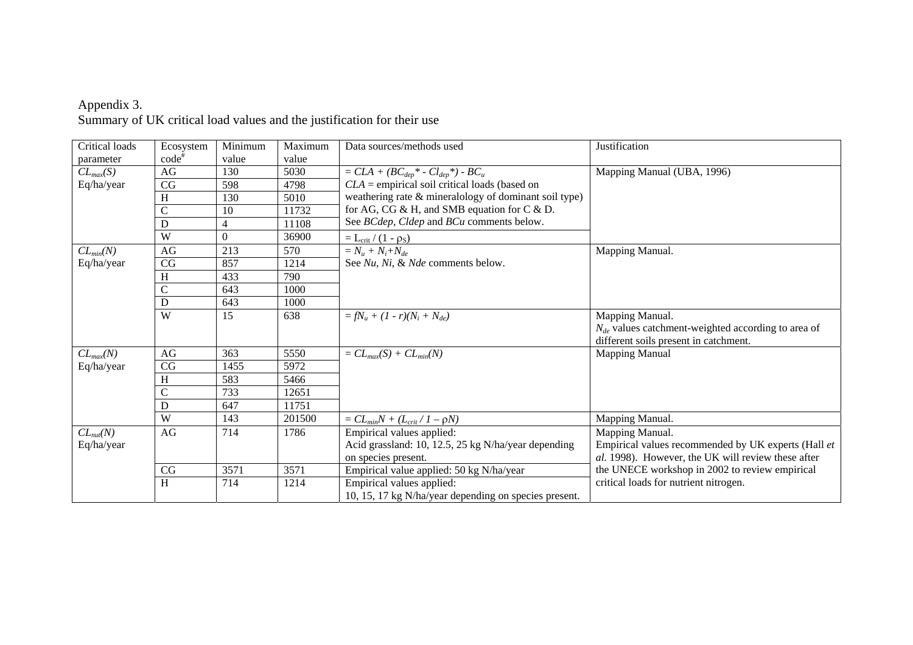Appendix 3.
Summary of UK critical load values and the justification for their use

| Critical loads parameter | Ecosystem code[#] | Minimum value | Maximum value | Data sources/methods used | Justification |
|---|---|---|---|---|---|
| $CL_{max}(S)$ Eq/ha/year | AG | 130 | 5030 | $= CLA + (BC_{dep}{}^{*} - Cl_{dep}{}^{*}) - BC_u$ <br> $CLA$ = empirical soil critical loads (based on weathering rate & mineralology of dominant soil type) for AG, CG & H, and SMB equation for C & D. See *BCdep*, *Cldep* and *BCu* comments below. | Mapping Manual (UBA, 1996) |
| | CG | 598 | 4798 | | |
| | H | 130 | 5010 | | |
| | C | 10 | 11732 | | |
| | D | 4 | 11108 | | |
| | W | 0 | 36900 | $= L_{crit} / (1 - \rho_S)$ | |
| $CL_{min}(N)$ Eq/ha/year | AG | 213 | 570 | $= N_u + N_i + N_{de}$ <br> See *Nu*, *Ni*, & *Nde* comments below. | Mapping Manual. |
| | CG | 857 | 1214 | | |
| | H | 433 | 790 | | |
| | C | 643 | 1000 | | |
| | D | 643 | 1000 | | |
| | W | 15 | 638 | $= fN_u + (1 - r)(N_i + N_{de})$ | Mapping Manual. <br> $N_{de}$ values catchment-weighted according to area of different soils present in catchment. |
| $CL_{max}(N)$ Eq/ha/year | AG | 363 | 5550 | $= CL_{max}(S) + CL_{min}(N)$ | Mapping Manual |
| | CG | 1455 | 5972 | | |
| | H | 583 | 5466 | | |
| | C | 733 | 12651 | | |
| | D | 647 | 11751 | | |
| | W | 143 | 201500 | $= CL_{min}N + (L_{crit} / 1 - \rho N)$ | Mapping Manual. |
| $CL_{nut}(N)$ Eq/ha/year | AG | 714 | 1786 | Empirical values applied: <br> Acid grassland: 10, 12.5, 25 kg N/ha/year depending on species present. | Mapping Manual. <br> Empirical values recommended by UK experts (Hall *et al.* 1998). However, the UK will review these after the UNECE workshop in 2002 to review empirical critical loads for nutrient nitrogen. |
| | CG | 3571 | 3571 | Empirical value applied: 50 kg N/ha/year | |
| | H | 714 | 1214 | Empirical values applied: <br> 10, 15, 17 kg N/ha/year depending on species present. | |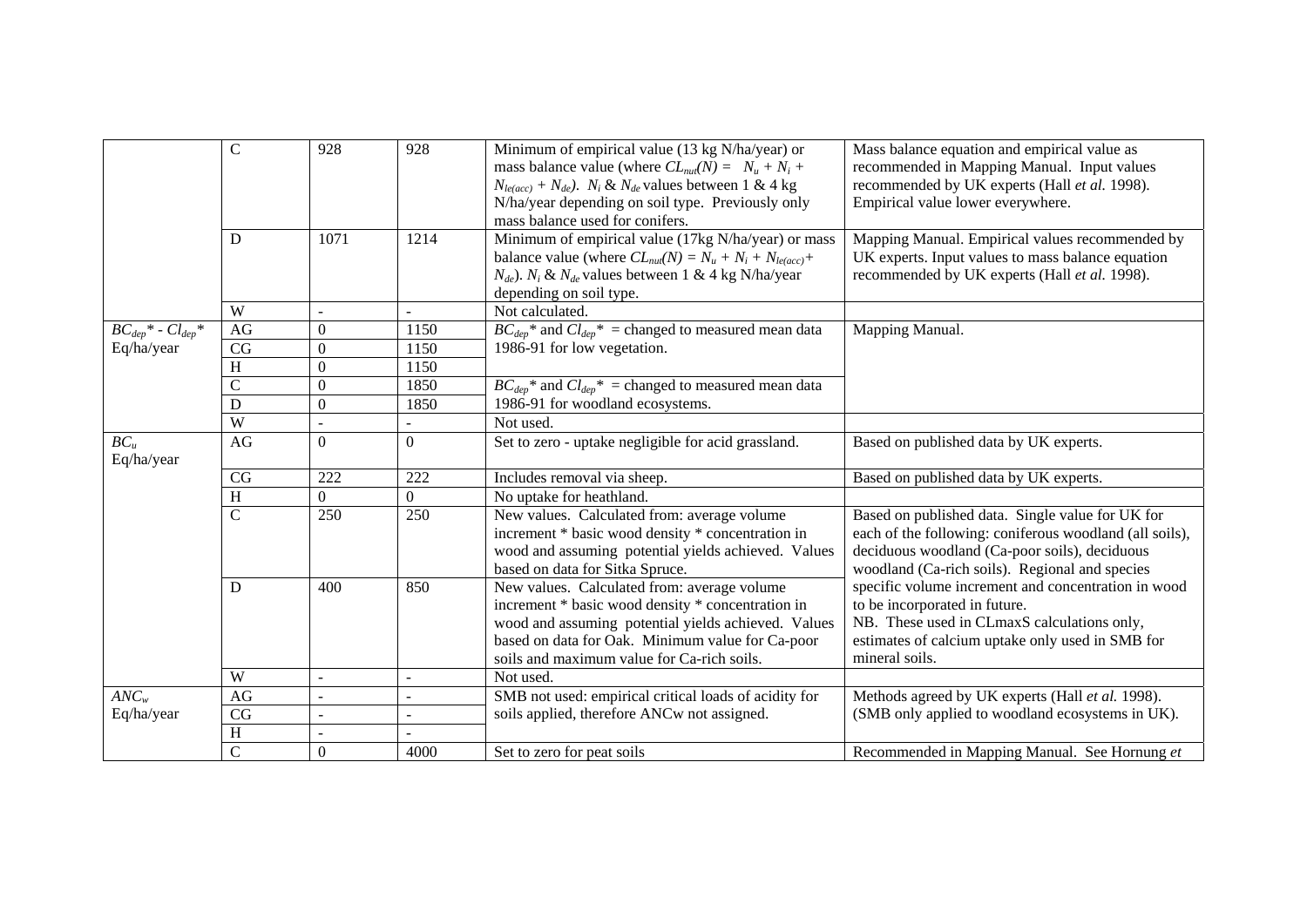| | C | 928 | 928 | Minimum of empirical value (13 kg N/ha/year) or mass balance value (where $CL_{nut}(N) = N_u + N_i + N_{le(acc)} + N_{de}$). $N_i$ & $N_{de}$ values between 1 & 4 kg N/ha/year depending on soil type. Previously only mass balance used for conifers. | Mass balance equation and empirical value as recommended in Mapping Manual. Input values recommended by UK experts (Hall *et al.* 1998). Empirical value lower everywhere. |
|---|---|---|---|---|---|
| | D | 1071 | 1214 | Minimum of empirical value (17kg N/ha/year) or mass balance value (where $CL_{nut}(N) = N_u + N_i + N_{le(acc)} + N_{de}$). $N_i$ & $N_{de}$ values between 1 & 4 kg N/ha/year depending on soil type. | Mapping Manual. Empirical values recommended by UK experts. Input values to mass balance equation recommended by UK experts (Hall *et al.* 1998). |
| | W | - | - | Not calculated. | |
| $BC_{dep}$* - $Cl_{dep}$* Eq/ha/year | AG | 0 | 1150 | $BC_{dep}$* and $Cl_{dep}$* = changed to measured mean data 1986-91 for low vegetation. | Mapping Manual. |
| | CG | 0 | 1150 | | |
| | H | 0 | 1150 | | |
| | C | 0 | 1850 | $BC_{dep}$* and $Cl_{dep}$* = changed to measured mean data 1986-91 for woodland ecosystems. | |
| | D | 0 | 1850 | | |
| | W | - | - | Not used. | |
| $BC_u$ Eq/ha/year | AG | 0 | 0 | Set to zero - uptake negligible for acid grassland. | Based on published data by UK experts. |
| | CG | 222 | 222 | Includes removal via sheep. | Based on published data by UK experts. |
| | H | 0 | 0 | No uptake for heathland. | |
| | C | 250 | 250 | New values. Calculated from: average volume increment * basic wood density * concentration in wood and assuming potential yields achieved. Values based on data for Sitka Spruce. | Based on published data. Single value for UK for each of the following: coniferous woodland (all soils), deciduous woodland (Ca-poor soils), deciduous woodland (Ca-rich soils). Regional and species specific volume increment and concentration in wood to be incorporated in future. NB. These used in CLmaxS calculations only, estimates of calcium uptake only used in SMB for mineral soils. |
| | D | 400 | 850 | New values. Calculated from: average volume increment * basic wood density * concentration in wood and assuming potential yields achieved. Values based on data for Oak. Minimum value for Ca-poor soils and maximum value for Ca-rich soils. | |
| | W | - | - | Not used. | |
| $ANC_w$ Eq/ha/year | AG | - | - | SMB not used: empirical critical loads of acidity for soils applied, therefore ANCw not assigned. | Methods agreed by UK experts (Hall *et al.* 1998). (SMB only applied to woodland ecosystems in UK). |
| | CG | - | - | | |
| | H | - | - | | |
| | C | 0 | 4000 | Set to zero for peat soils | Recommended in Mapping Manual. See Hornung *et* |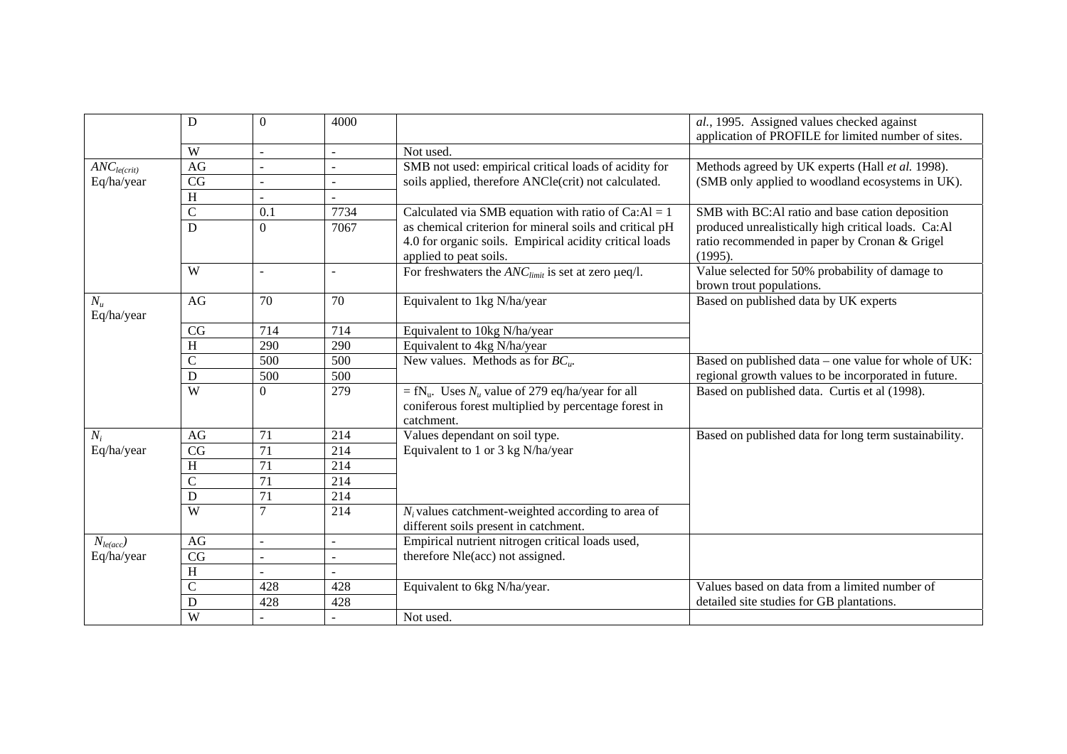| | D | 0 | 4000 | | *al.*, 1995. Assigned values checked against application of PROFILE for limited number of sites. |
|---|---|---|---|---|---|
| | W | - | - | Not used. | |
| $ANC_{le(crit)}$ Eq/ha/year | AG | - | - | SMB not used: empirical critical loads of acidity for soils applied, therefore ANCle(crit) not calculated. | Methods agreed by UK experts (Hall *et al.* 1998). (SMB only applied to woodland ecosystems in UK). |
| | CG | - | - | | |
| | H | - | - | | |
| | C | 0.1 | 7734 | Calculated via SMB equation with ratio of Ca:Al = 1 as chemical criterion for mineral soils and critical pH 4.0 for organic soils. Empirical acidity critical loads applied to peat soils. | SMB with BC:Al ratio and base cation deposition produced unrealistically high critical loads. Ca:Al ratio recommended in paper by Cronan & Grigel (1995). |
| | D | 0 | 7067 | | |
| | W | - | - | For freshwaters the $ANC_{limit}$ is set at zero μeq/l. | Value selected for 50% probability of damage to brown trout populations. |
| $N_u$ Eq/ha/year | AG | 70 | 70 | Equivalent to 1kg N/ha/year | Based on published data by UK experts |
| | CG | 714 | 714 | Equivalent to 10kg N/ha/year | |
| | H | 290 | 290 | Equivalent to 4kg N/ha/year | |
| | C | 500 | 500 | New values. Methods as for $BC_u$. | Based on published data – one value for whole of UK: regional growth values to be incorporated in future. |
| | D | 500 | 500 | | |
| | W | 0 | 279 | $= fN_u$. Uses $N_u$ value of 279 eq/ha/year for all coniferous forest multiplied by percentage forest in catchment. | Based on published data. Curtis et al (1998). |
| $N_i$ Eq/ha/year | AG | 71 | 214 | Values dependant on soil type. Equivalent to 1 or 3 kg N/ha/year | Based on published data for long term sustainability. |
| | CG | 71 | 214 | | |
| | H | 71 | 214 | | |
| | C | 71 | 214 | | |
| | D | 71 | 214 | | |
| | W | 7 | 214 | $N_i$ values catchment-weighted according to area of different soils present in catchment. | |
| $N_{le(acc)}$ Eq/ha/year | AG | - | - | Empirical nutrient nitrogen critical loads used, therefore Nle(acc) not assigned. | |
| | CG | - | - | | |
| | H | - | - | | |
| | C | 428 | 428 | Equivalent to 6kg N/ha/year. | Values based on data from a limited number of detailed site studies for GB plantations. |
| | D | 428 | 428 | | |
| | W | - | - | Not used. | |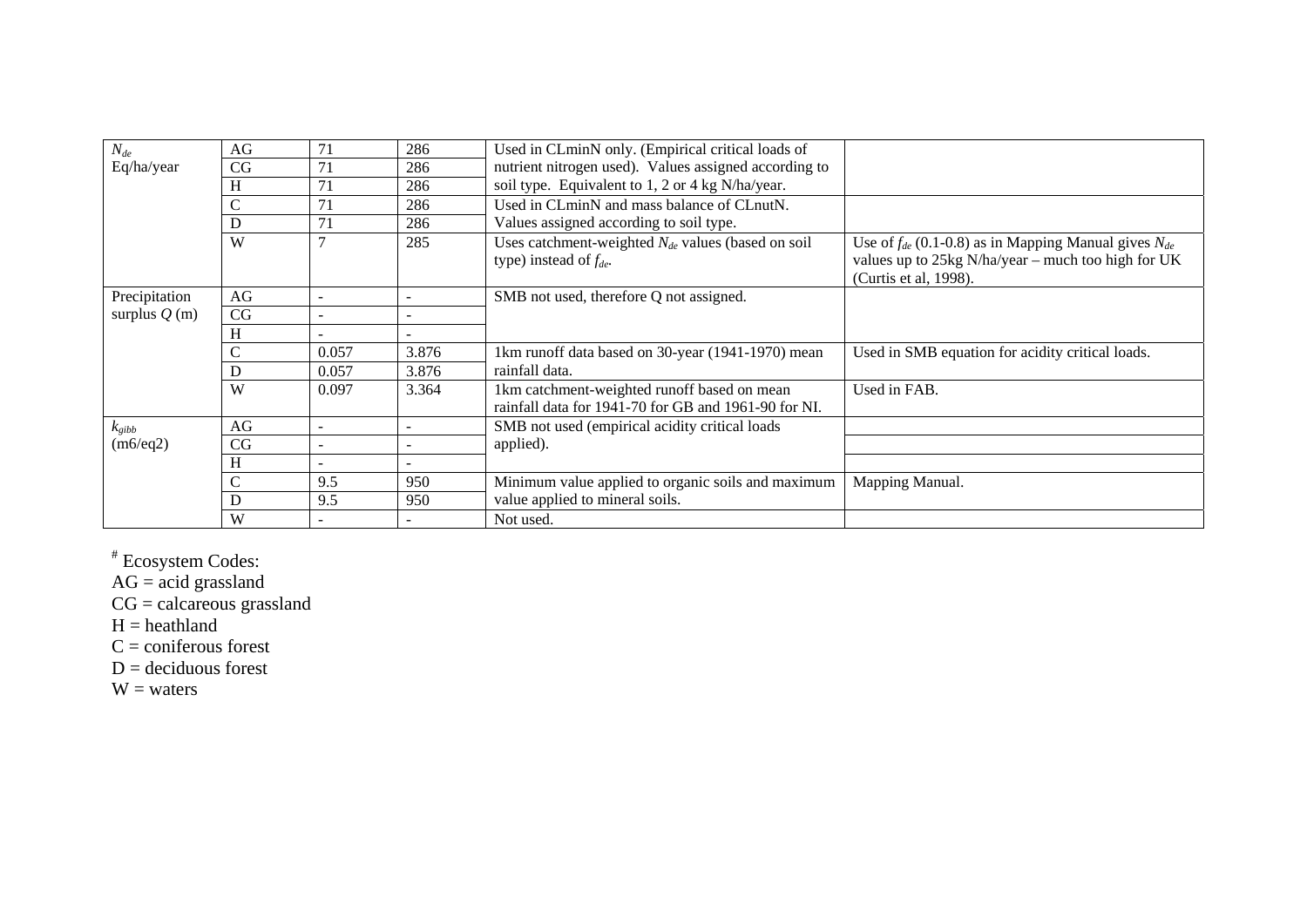| | | | | | |
|---|---|---|---|---|---|
| $N_{de}$ Eq/ha/year | AG | 71 | 286 | Used in CLminN only. (Empirical critical loads of nutrient nitrogen used). Values assigned according to soil type. Equivalent to 1, 2 or 4 kg N/ha/year. | |
| | CG | 71 | 286 | | |
| | H | 71 | 286 | | |
| | C | 71 | 286 | Used in CLminN and mass balance of CLnutN. Values assigned according to soil type. | |
| | D | 71 | 286 | | |
| | W | 7 | 285 | Uses catchment-weighted $N_{de}$ values (based on soil type) instead of $f_{de}$. | Use of $f_{de}$ (0.1-0.8) as in Mapping Manual gives $N_{de}$ values up to 25kg N/ha/year – much too high for UK (Curtis et al, 1998). |
| Precipitation surplus $Q$ (m) | AG | - | - | SMB not used, therefore Q not assigned. | |
| | CG | - | - | | |
| | H | - | - | | |
| | C | 0.057 | 3.876 | 1km runoff data based on 30-year (1941-1970) mean rainfall data. | Used in SMB equation for acidity critical loads. |
| | D | 0.057 | 3.876 | | |
| | W | 0.097 | 3.364 | 1km catchment-weighted runoff based on mean rainfall data for 1941-70 for GB and 1961-90 for NI. | Used in FAB. |
| $k_{gibb}$ (m6/eq2) | AG | - | - | SMB not used (empirical acidity critical loads applied). | |
| | CG | - | - | | |
| | H | - | - | | |
| | C | 9.5 | 950 | Minimum value applied to organic soils and maximum value applied to mineral soils. | Mapping Manual. |
| | D | 9.5 | 950 | | |
| | W | - | - | Not used. | |

[#] Ecosystem Codes:
AG = acid grassland
CG = calcareous grassland
H = heathland
C = coniferous forest
D = deciduous forest
W = waters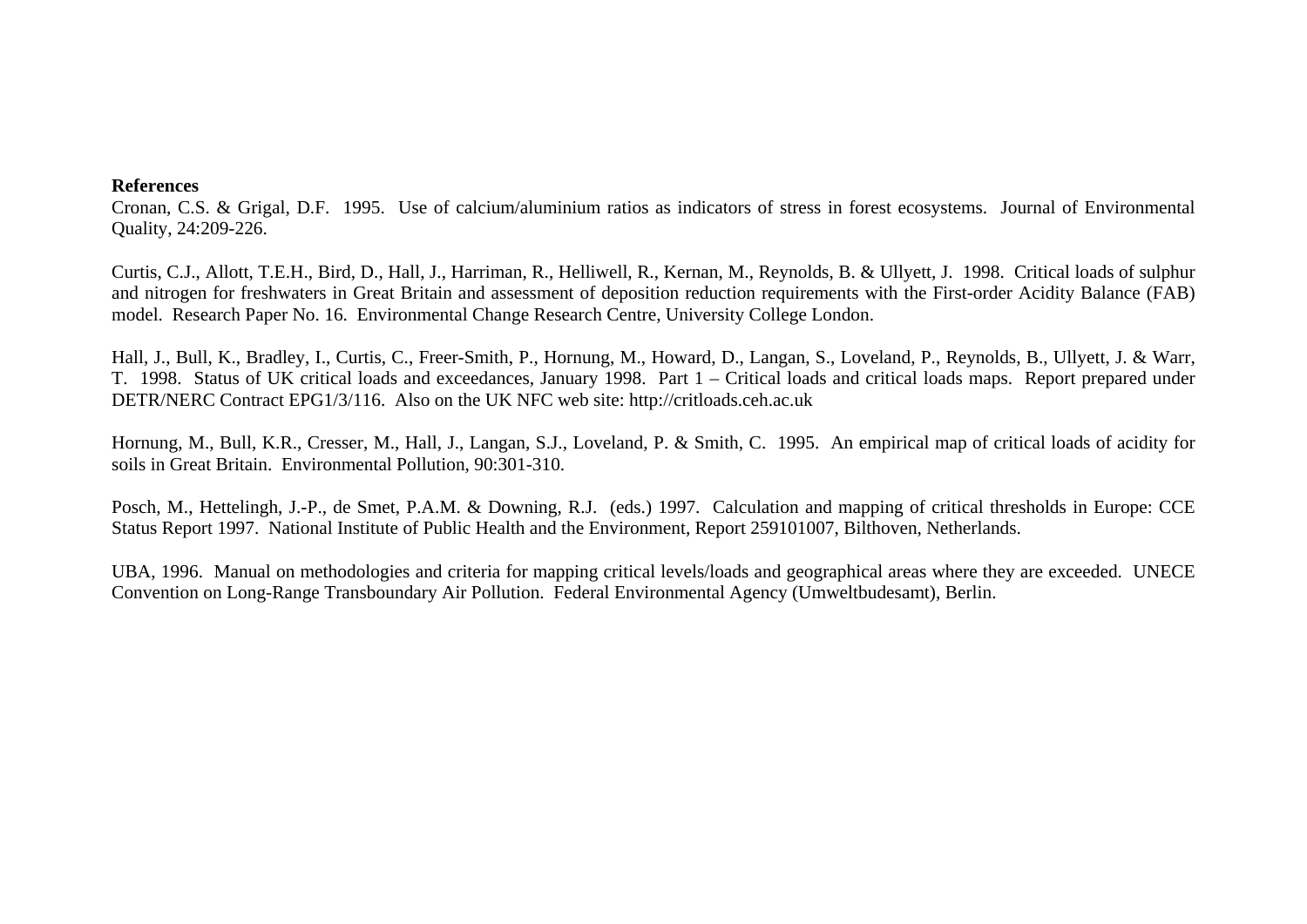**References**

Cronan, C.S. & Grigal, D.F. 1995. Use of calcium/aluminium ratios as indicators of stress in forest ecosystems. Journal of Environmental Quality, 24:209-226.

Curtis, C.J., Allott, T.E.H., Bird, D., Hall, J., Harriman, R., Helliwell, R., Kernan, M., Reynolds, B. & Ullyett, J. 1998. Critical loads of sulphur and nitrogen for freshwaters in Great Britain and assessment of deposition reduction requirements with the First-order Acidity Balance (FAB) model. Research Paper No. 16. Environmental Change Research Centre, University College London.

Hall, J., Bull, K., Bradley, I., Curtis, C., Freer-Smith, P., Hornung, M., Howard, D., Langan, S., Loveland, P., Reynolds, B., Ullyett, J. & Warr, T. 1998. Status of UK critical loads and exceedances, January 1998. Part 1 – Critical loads and critical loads maps. Report prepared under DETR/NERC Contract EPG1/3/116. Also on the UK NFC web site: http://critloads.ceh.ac.uk

Hornung, M., Bull, K.R., Cresser, M., Hall, J., Langan, S.J., Loveland, P. & Smith, C. 1995. An empirical map of critical loads of acidity for soils in Great Britain. Environmental Pollution, 90:301-310.

Posch, M., Hettelingh, J.-P., de Smet, P.A.M. & Downing, R.J. (eds.) 1997. Calculation and mapping of critical thresholds in Europe: CCE Status Report 1997. National Institute of Public Health and the Environment, Report 259101007, Bilthoven, Netherlands.

UBA, 1996. Manual on methodologies and criteria for mapping critical levels/loads and geographical areas where they are exceeded. UNECE Convention on Long-Range Transboundary Air Pollution. Federal Environmental Agency (Umweltbudesamt), Berlin.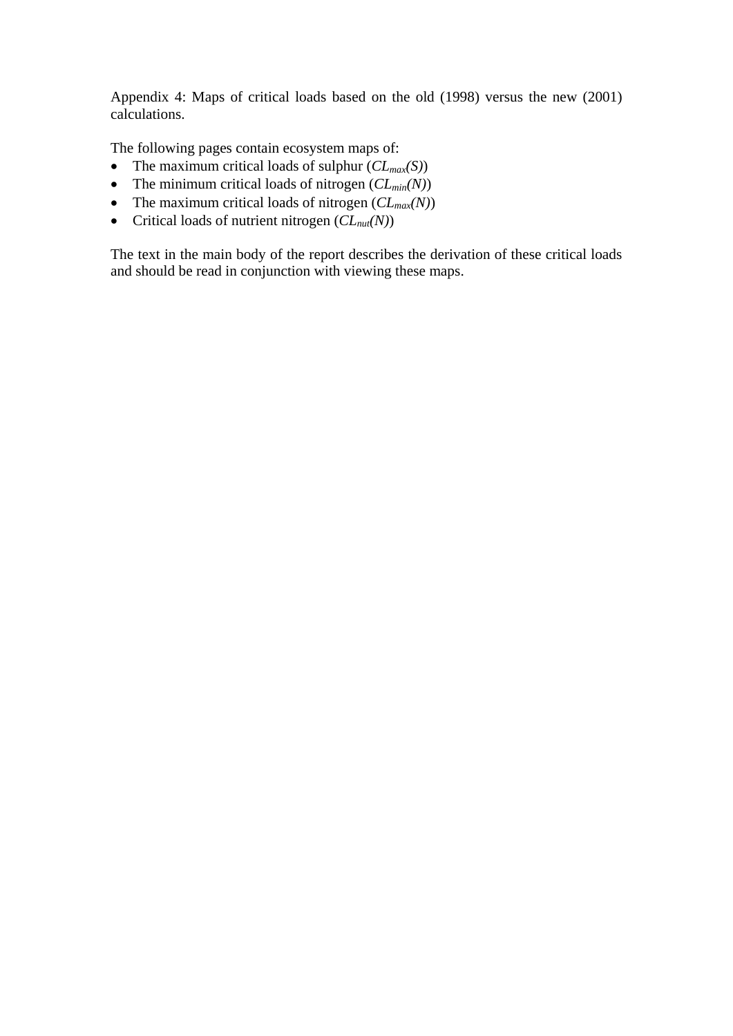Appendix 4: Maps of critical loads based on the old (1998) versus the new (2001) calculations.

The following pages contain ecosystem maps of:

- The maximum critical loads of sulphur ($CL_{max}(S)$)
- The minimum critical loads of nitrogen ($CL_{min}(N)$)
- The maximum critical loads of nitrogen ($CL_{max}(N)$)
- Critical loads of nutrient nitrogen ($CL_{nut}(N)$)

The text in the main body of the report describes the derivation of these critical loads and should be read in conjunction with viewing these maps.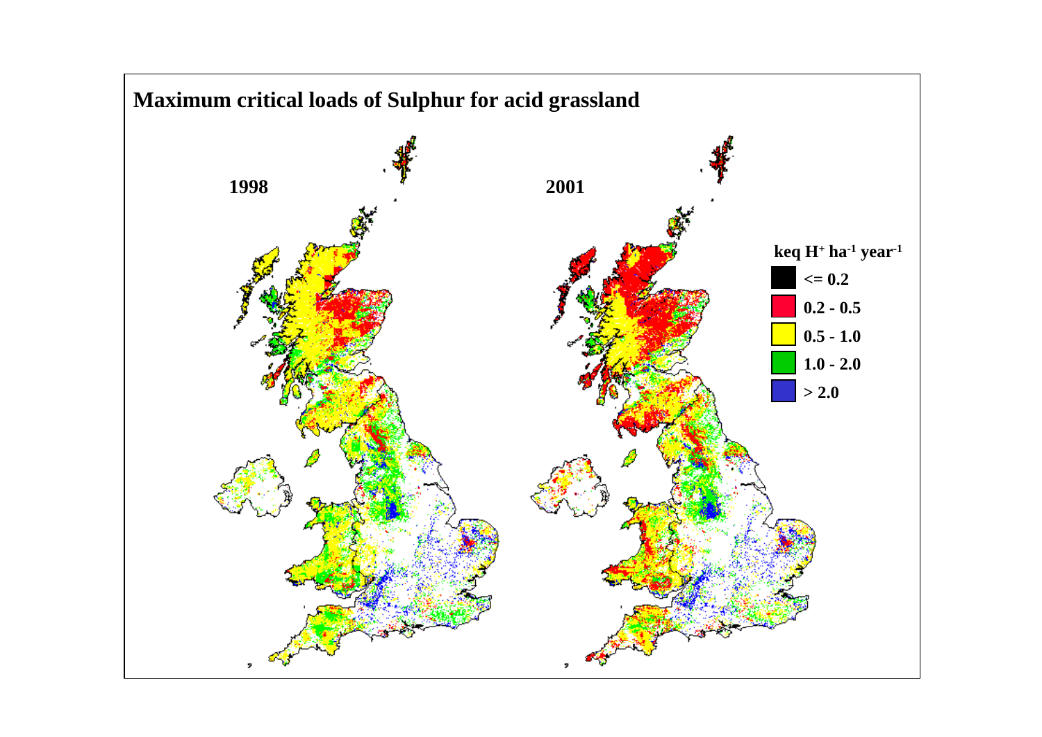# Maximum critical loads of Sulphur for acid grassland

1998

2001

keq $H^+$ $ha^{-1}$ $year^{-1}$

- <= 0.2
- 0.2 - 0.5
- 0.5 - 1.0
- 1.0 - 2.0
- > 2.0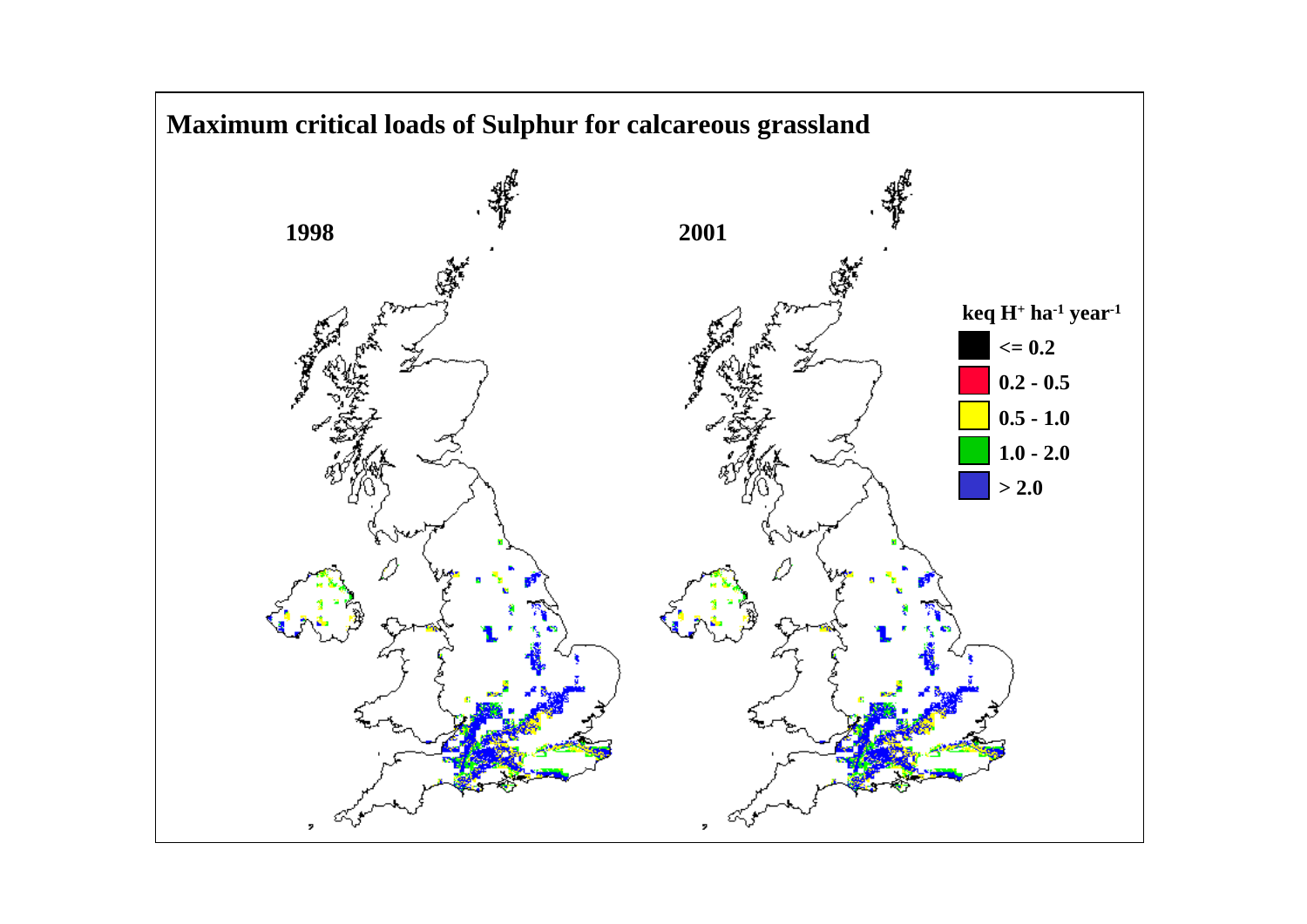**Maximum critical loads of Sulphur for calcareous grassland**

1998

2001

keq $H^+$ $ha^{-1}$ $year^{-1}$

- <= 0.2
- 0.2 - 0.5
- 0.5 - 1.0
- 1.0 - 2.0
- > 2.0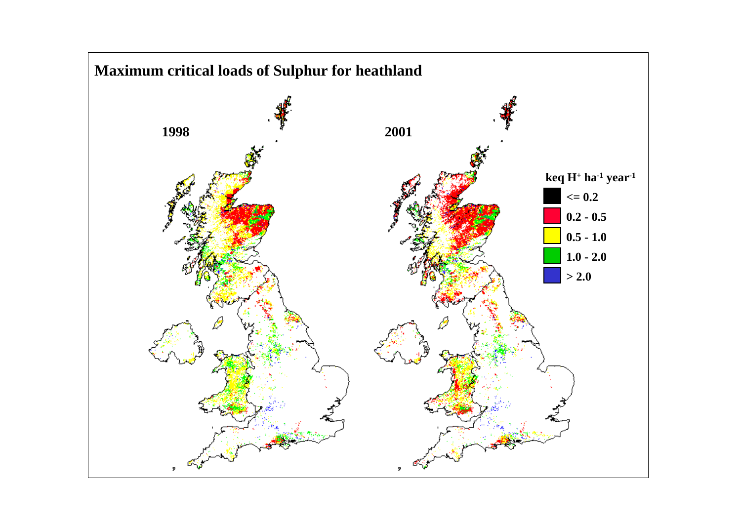# Maximum critical loads of Sulphur for heathland

1998

2001

keq $H^+$ $ha^{-1}$ $year^{-1}$

- <= 0.2
- 0.2 - 0.5
- 0.5 - 1.0
- 1.0 - 2.0
- > 2.0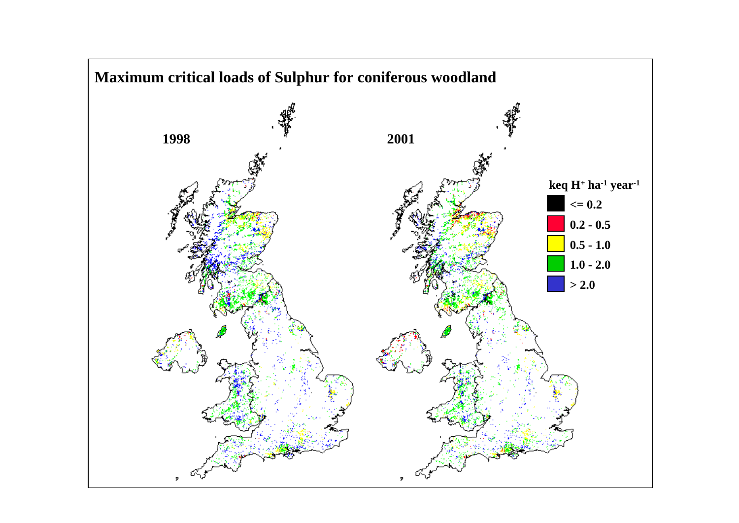**Maximum critical loads of Sulphur for coniferous woodland**

1998

2001

keq $H^+$ $ha^{-1}$ $year^{-1}$

- <= 0.2
- 0.2 - 0.5
- 0.5 - 1.0
- 1.0 - 2.0
- > 2.0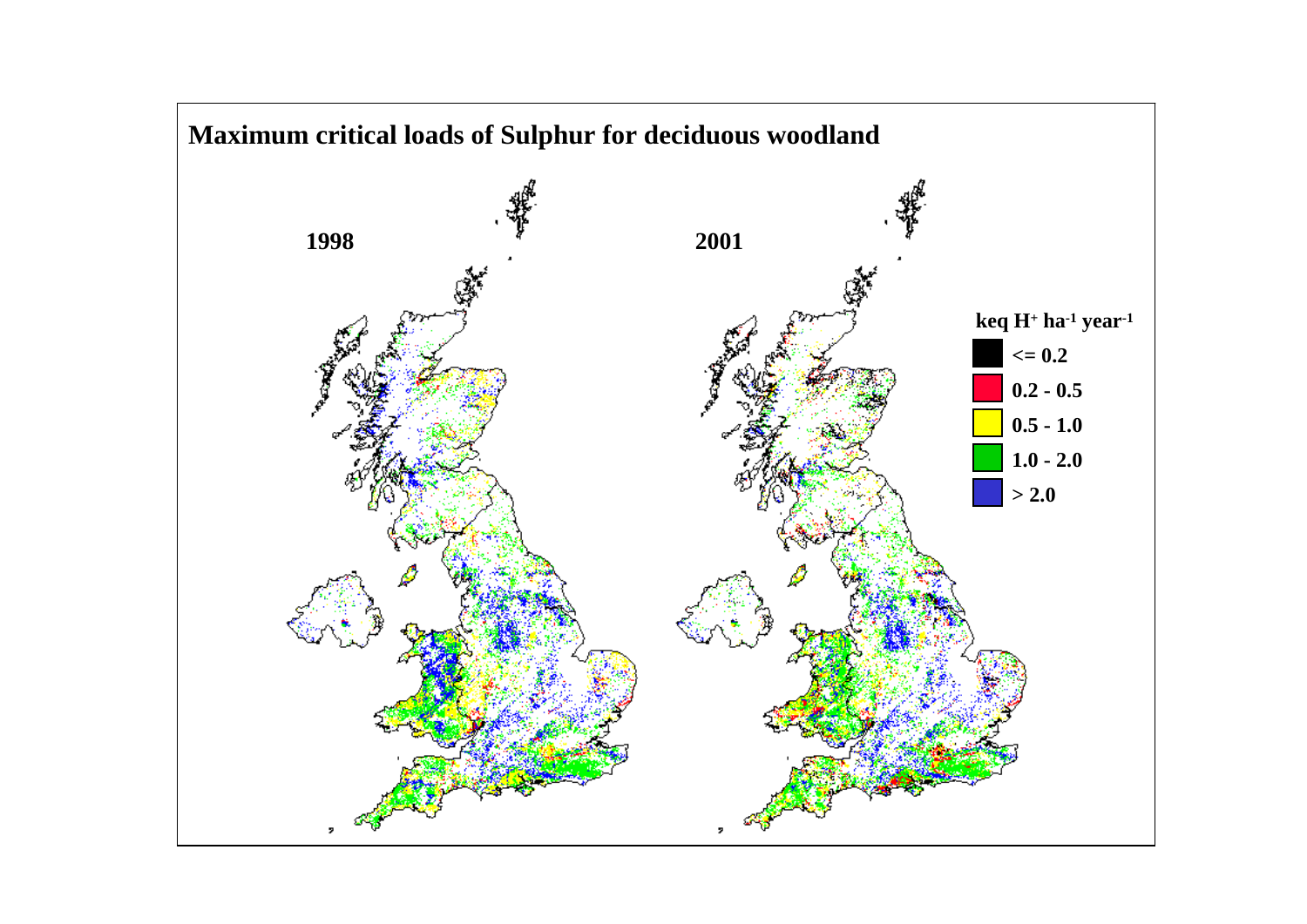**Maximum critical loads of Sulphur for deciduous woodland**

1998

2001

keq $H^+$ $ha^{-1}$ $year^{-1}$

- <= 0.2
- 0.2 - 0.5
- 0.5 - 1.0
- 1.0 - 2.0
- > 2.0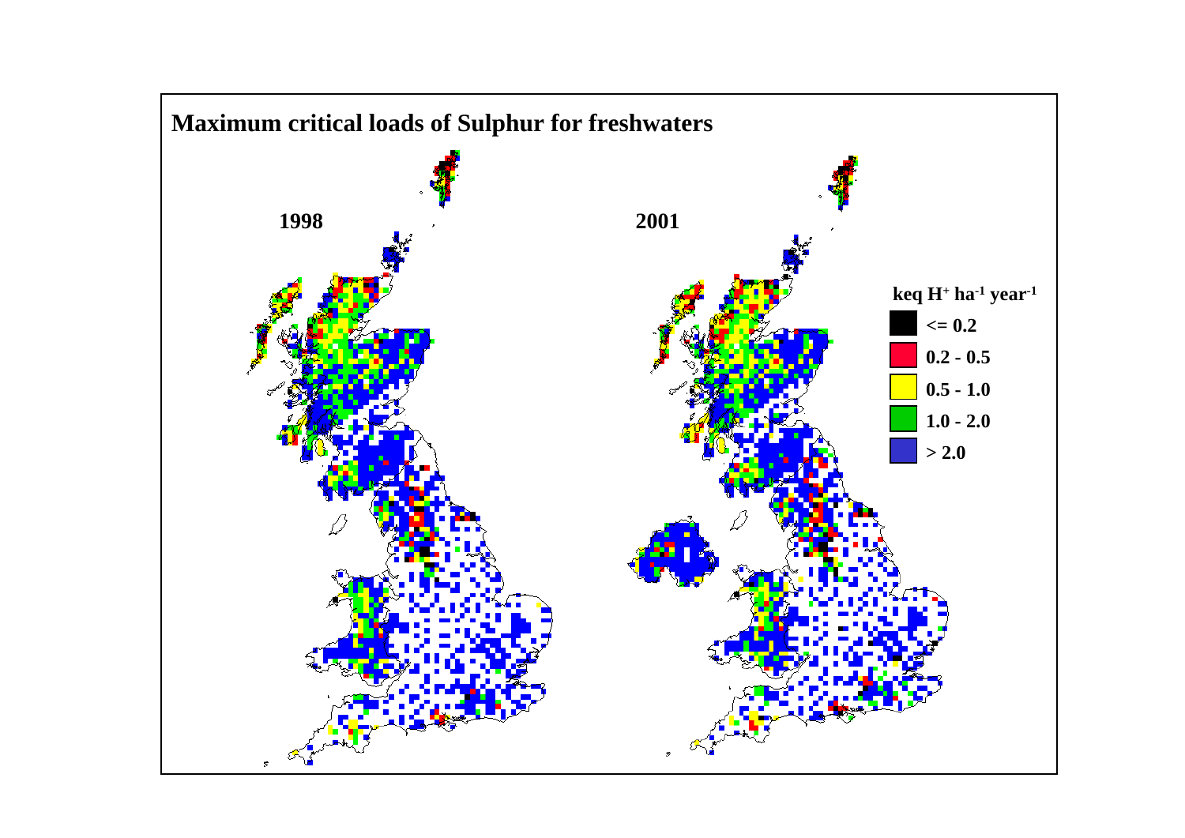## Maximum critical loads of Sulphur for freshwaters

1998

2001

keq $H^+$ $ha^{-1}$ $year^{-1}$

- <= 0.2
- 0.2 - 0.5
- 0.5 - 1.0
- 1.0 - 2.0
- &gt; 2.0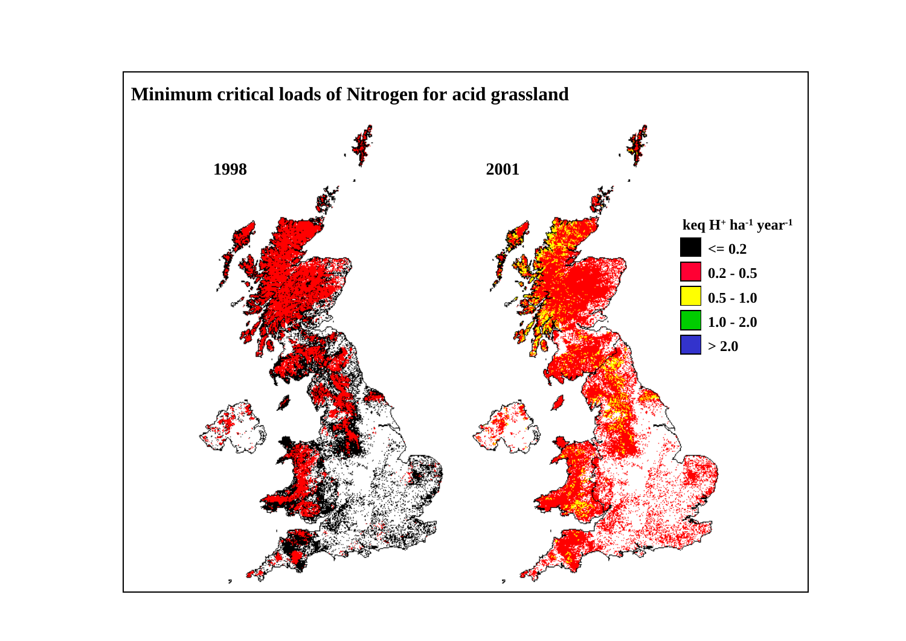# Minimum critical loads of Nitrogen for acid grassland

1998

2001

keq $H^+$ $ha^{-1}$ $year^{-1}$

- <= 0.2
- 0.2 - 0.5
- 0.5 - 1.0
- 1.0 - 2.0
- > 2.0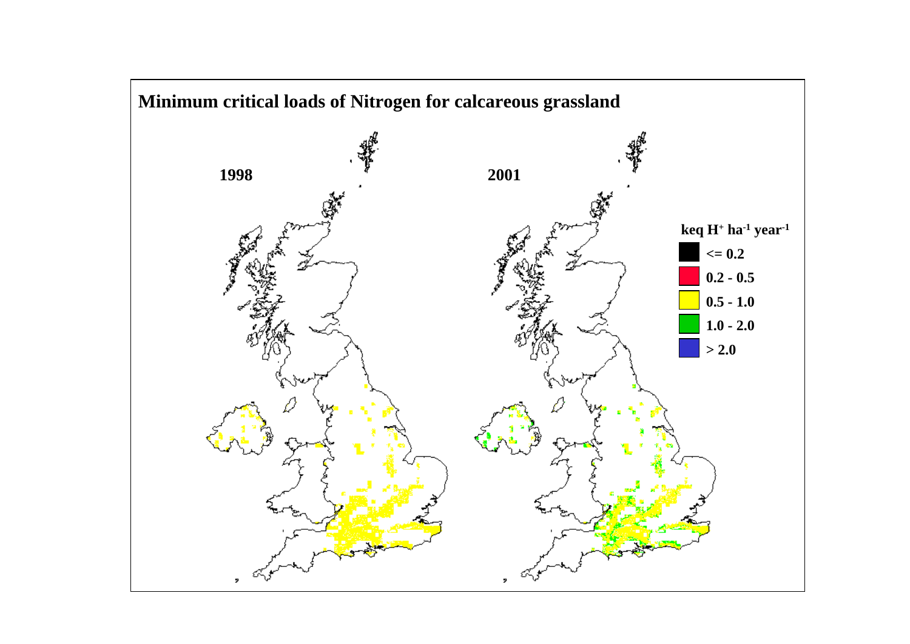## Minimum critical loads of Nitrogen for calcareous grassland

1998

2001

keq $H^+$ $ha^{-1}$ $year^{-1}$

- <= 0.2
- 0.2 - 0.5
- 0.5 - 1.0
- 1.0 - 2.0
- > 2.0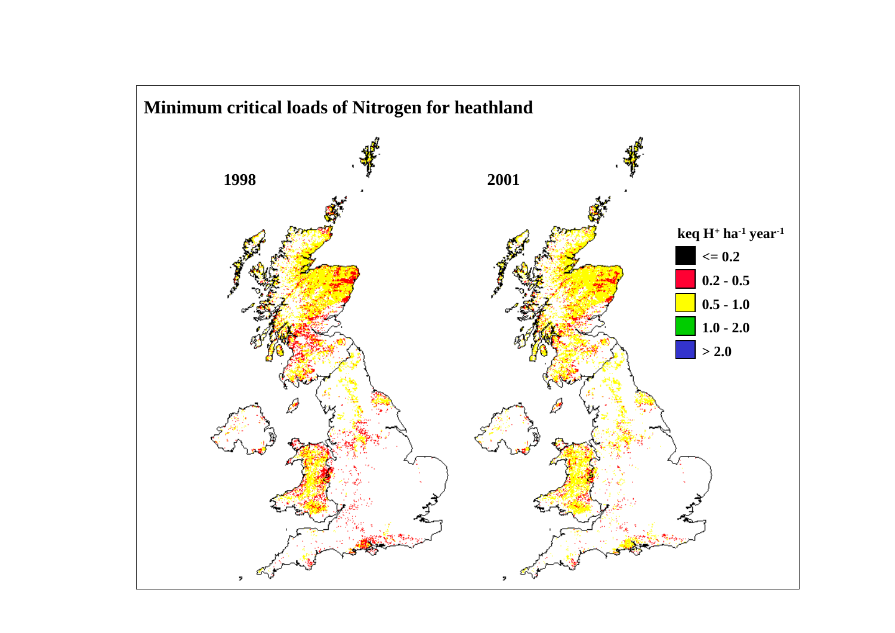# Minimum critical loads of Nitrogen for heathland

1998

2001

keq $H^+$ $ha^{-1}$ $year^{-1}$

- <= 0.2
- 0.2 - 0.5
- 0.5 - 1.0
- 1.0 - 2.0
- > 2.0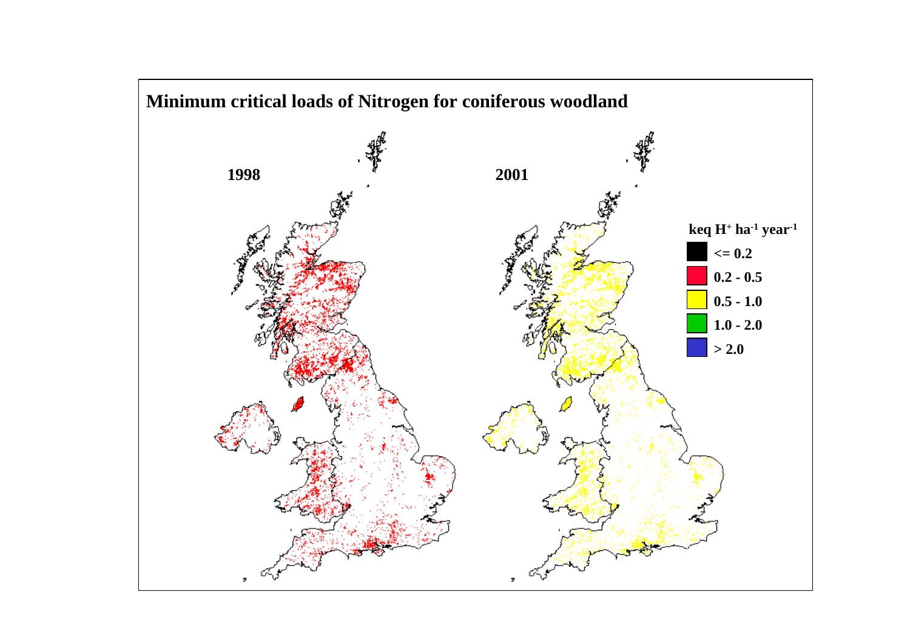# Minimum critical loads of Nitrogen for coniferous woodland

1998

2001

keq $H^{+}$ $ha^{-1}$ $year^{-1}$

- <= 0.2
- 0.2 - 0.5
- 0.5 - 1.0
- 1.0 - 2.0
- > 2.0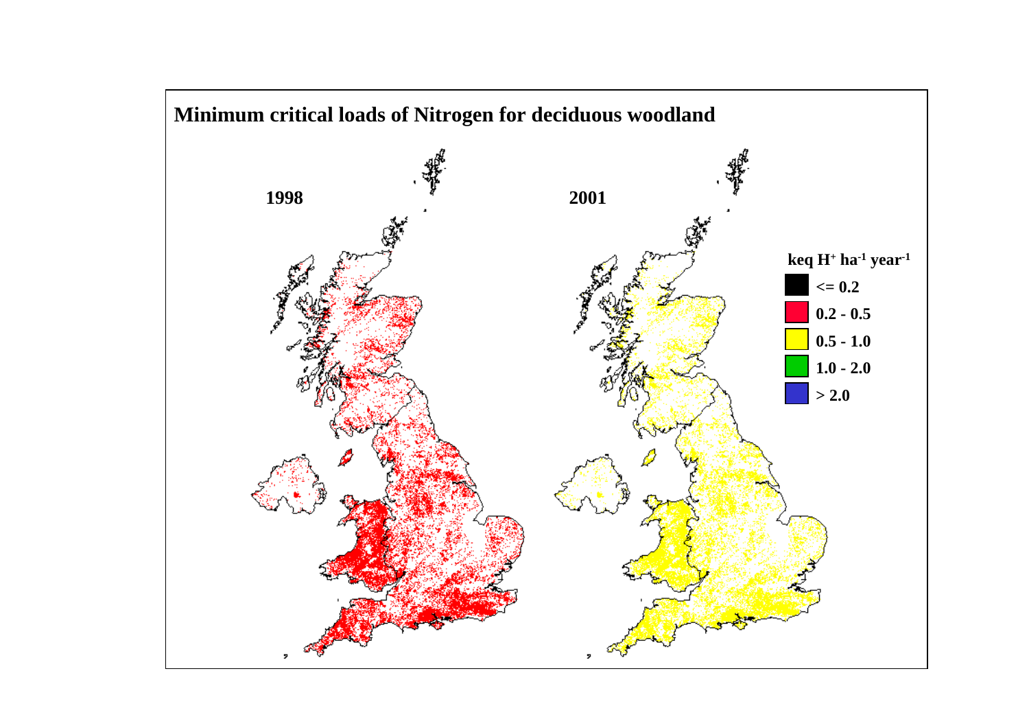**Minimum critical loads of Nitrogen for deciduous woodland**

1998

2001

keq $H^+$ $ha^{-1}$ $year^{-1}$

- <= 0.2
- 0.2 - 0.5
- 0.5 - 1.0
- 1.0 - 2.0
- > 2.0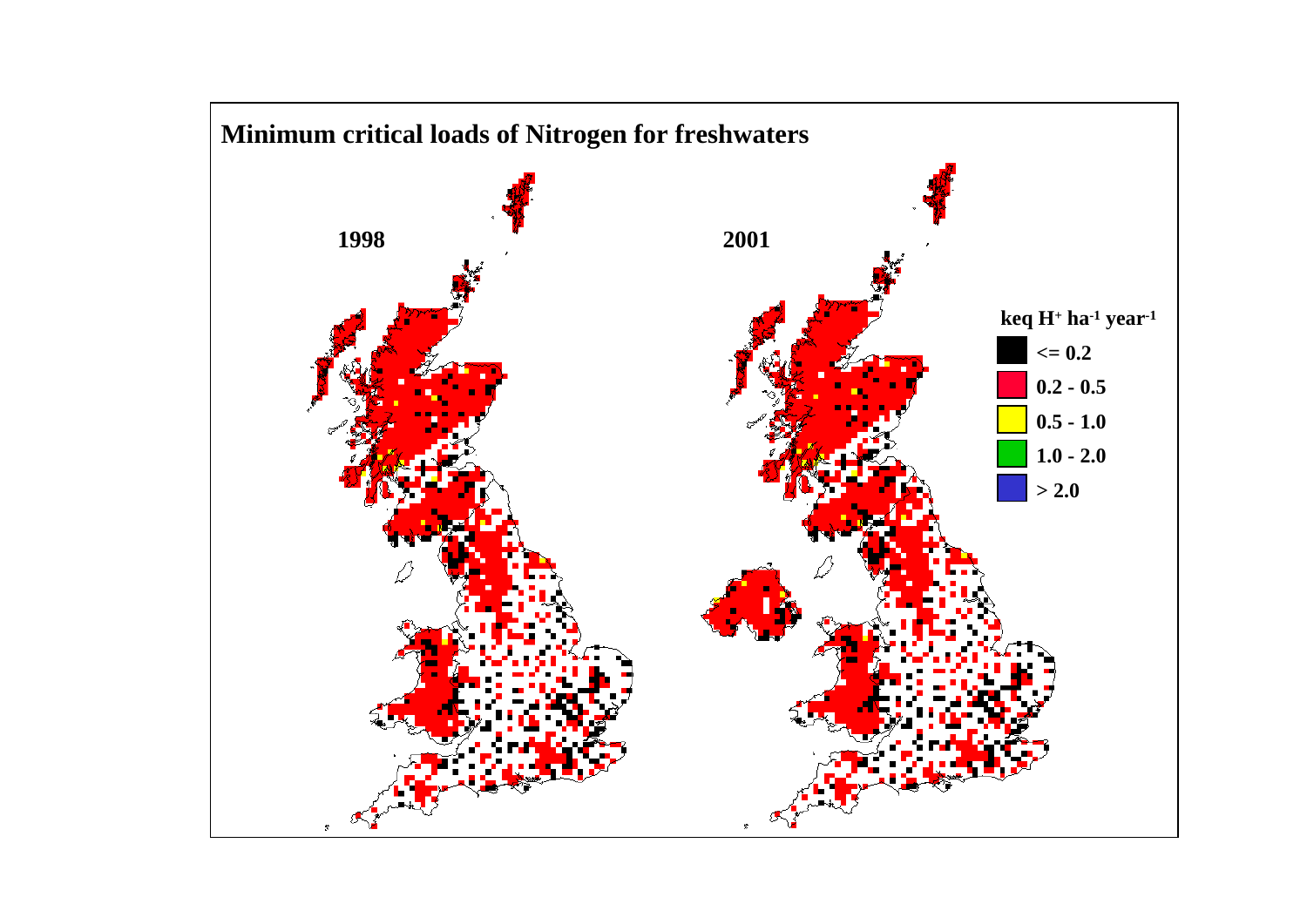# Minimum critical loads of Nitrogen for freshwaters

1998

2001

keq $H^+$ $ha^{-1}$ $year^{-1}$

- <= 0.2
- 0.2 - 0.5
- 0.5 - 1.0
- 1.0 - 2.0
- > 2.0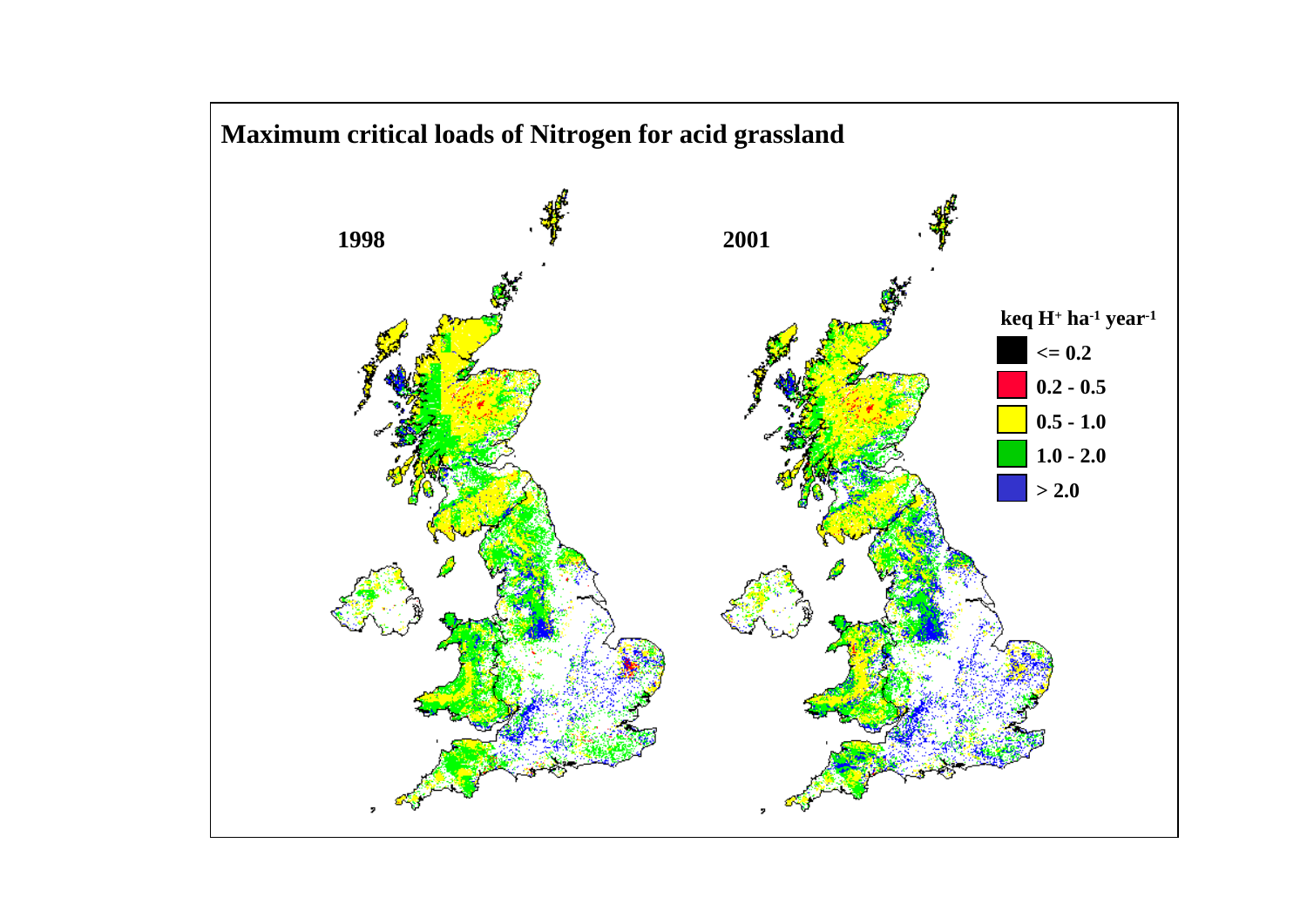**Maximum critical loads of Nitrogen for acid grassland**

1998

2001

keq $H^+$ $ha^{-1}$ $year^{-1}$

- <= 0.2
- 0.2 - 0.5
- 0.5 - 1.0
- 1.0 - 2.0
- > 2.0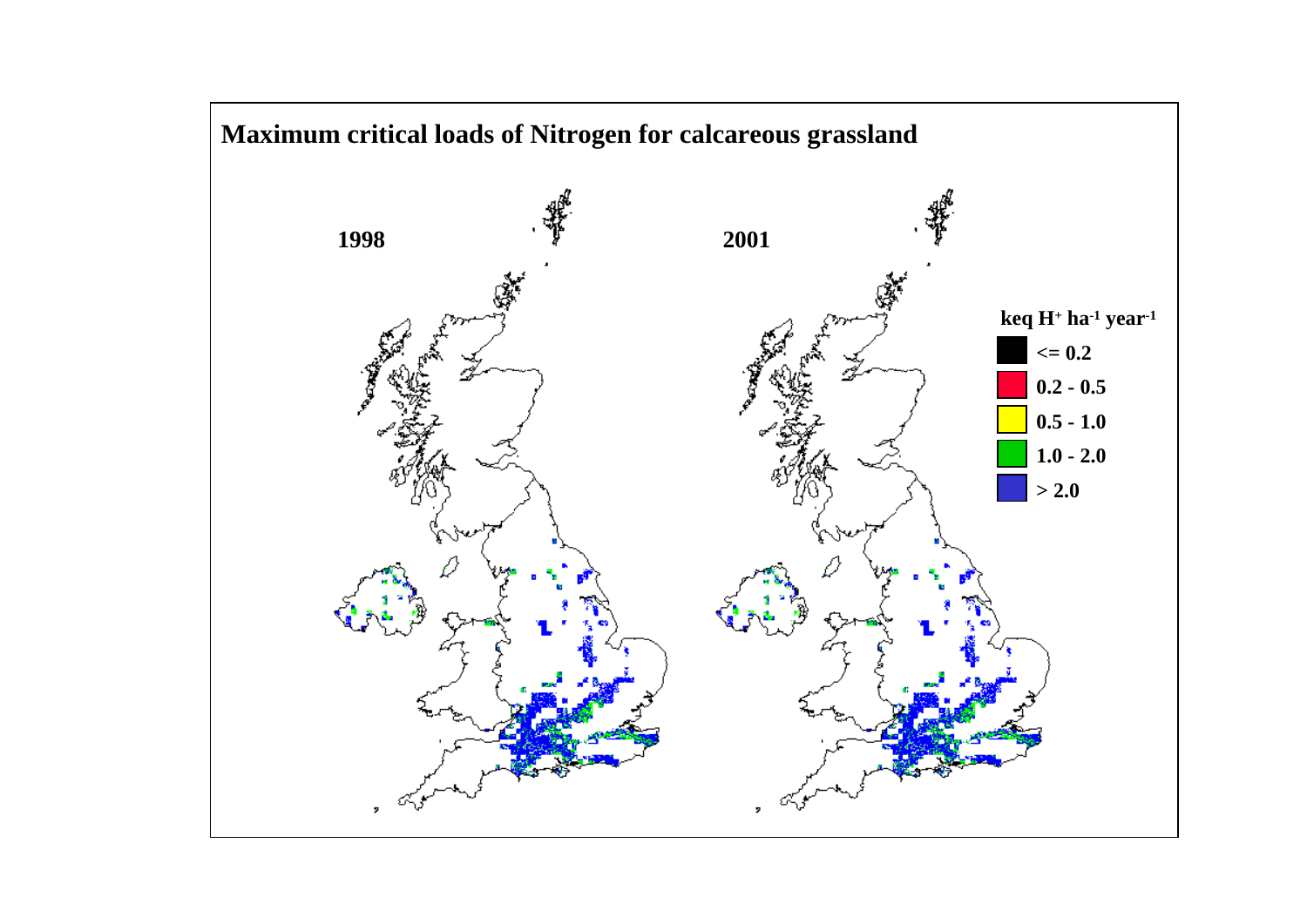## Maximum critical loads of Nitrogen for calcareous grassland

1998

2001

keq $H^+$ $ha^{-1}$ $year^{-1}$

- <= 0.2
- 0.2 - 0.5
- 0.5 - 1.0
- 1.0 - 2.0
- > 2.0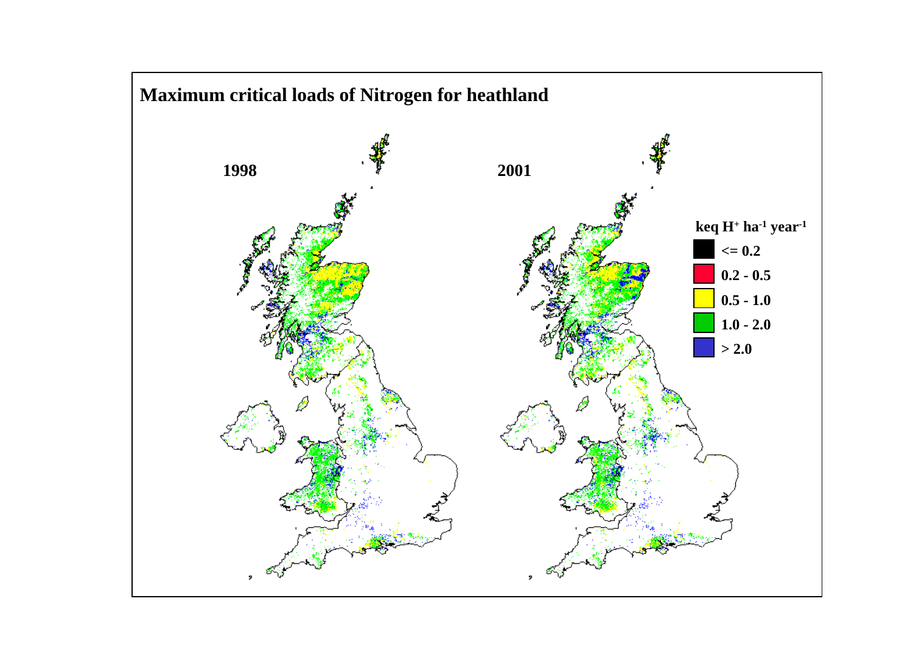**Maximum critical loads of Nitrogen for heathland**

**1998**

**2001**

**keq $H^+$ $ha^{-1}$ $year^{-1}$**

- <= 0.2
- 0.2 - 0.5
- 0.5 - 1.0
- 1.0 - 2.0
- > 2.0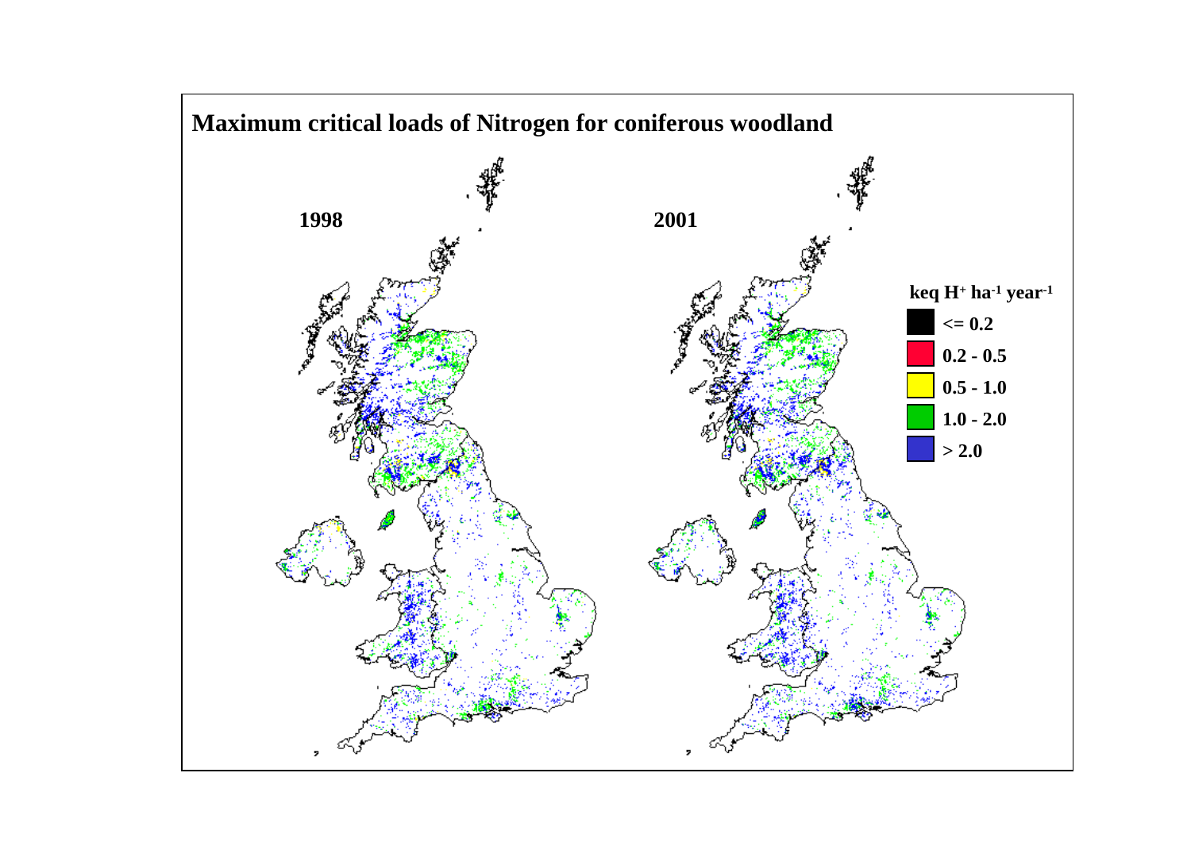## Maximum critical loads of Nitrogen for coniferous woodland

**1998**

**2001**

**keq $H^+$ $ha^{-1}$ $year^{-1}$**

- **<= 0.2**
- **0.2 - 0.5**
- **0.5 - 1.0**
- **1.0 - 2.0**
- **> 2.0**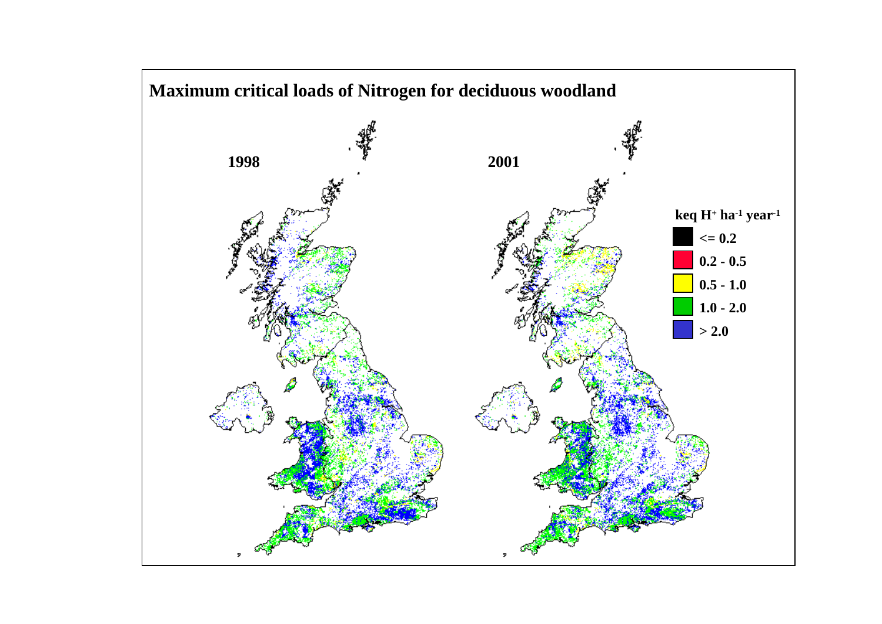**Maximum critical loads of Nitrogen for deciduous woodland**

1998

2001

keq $H^+$ $ha^{-1}$ $year^{-1}$

- <= 0.2
- 0.2 - 0.5
- 0.5 - 1.0
- 1.0 - 2.0
- > 2.0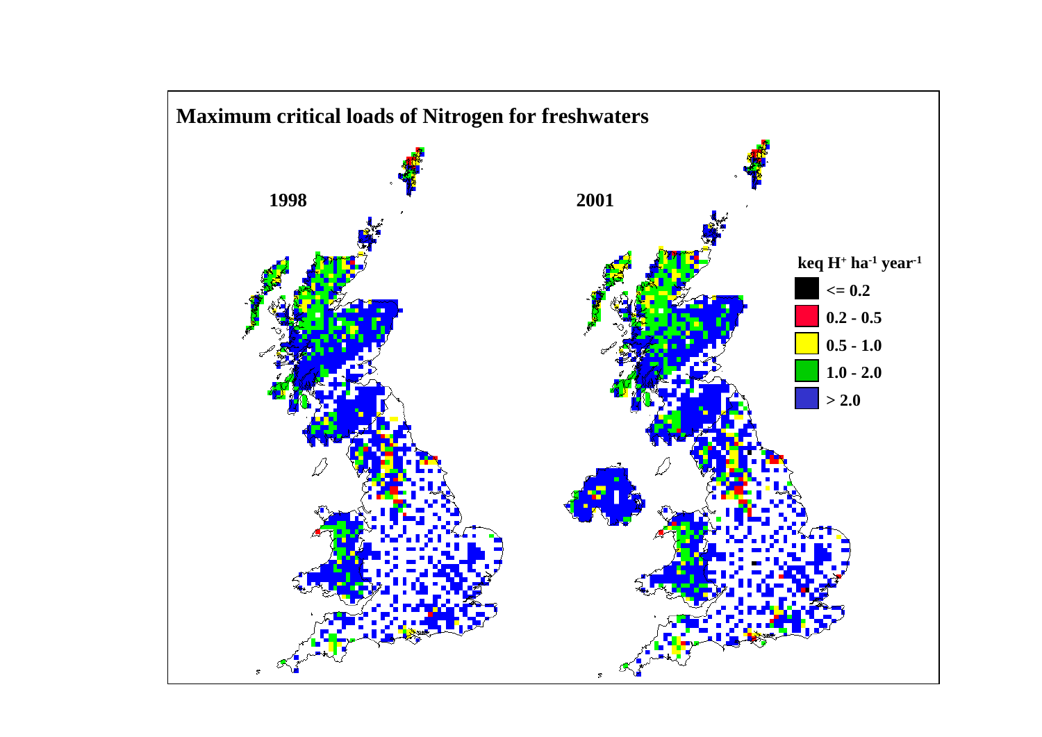## Maximum critical loads of Nitrogen for freshwaters

**1998**

**2001**

**keq $H^+$ $ha^{-1}$ $year^{-1}$**

- **<= 0.2**
- **0.2 - 0.5**
- **0.5 - 1.0**
- **1.0 - 2.0**
- **> 2.0**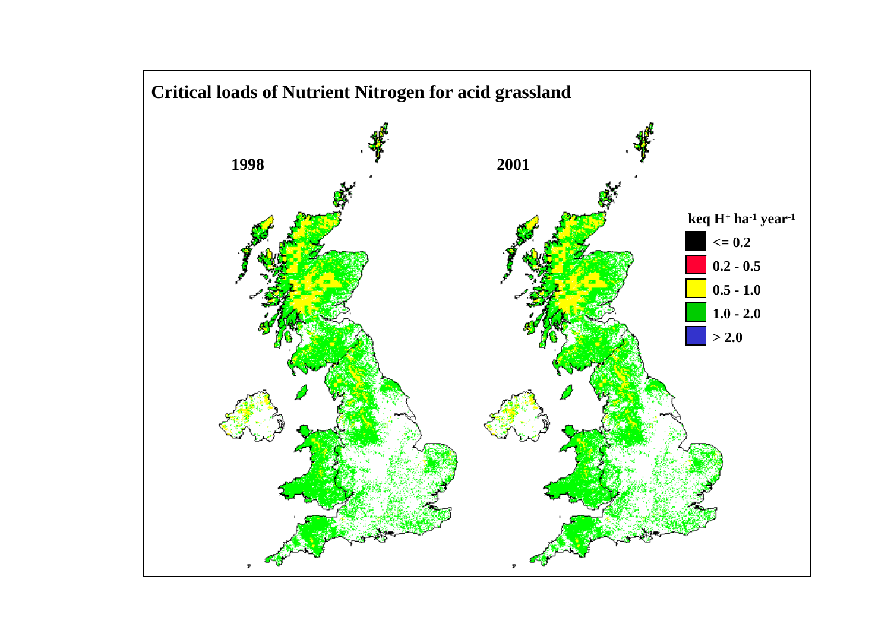## Critical loads of Nutrient Nitrogen for acid grassland

1998

2001

keq $H^+$ $ha^{-1}$ $year^{-1}$

- <= 0.2
- 0.2 - 0.5
- 0.5 - 1.0
- 1.0 - 2.0
- > 2.0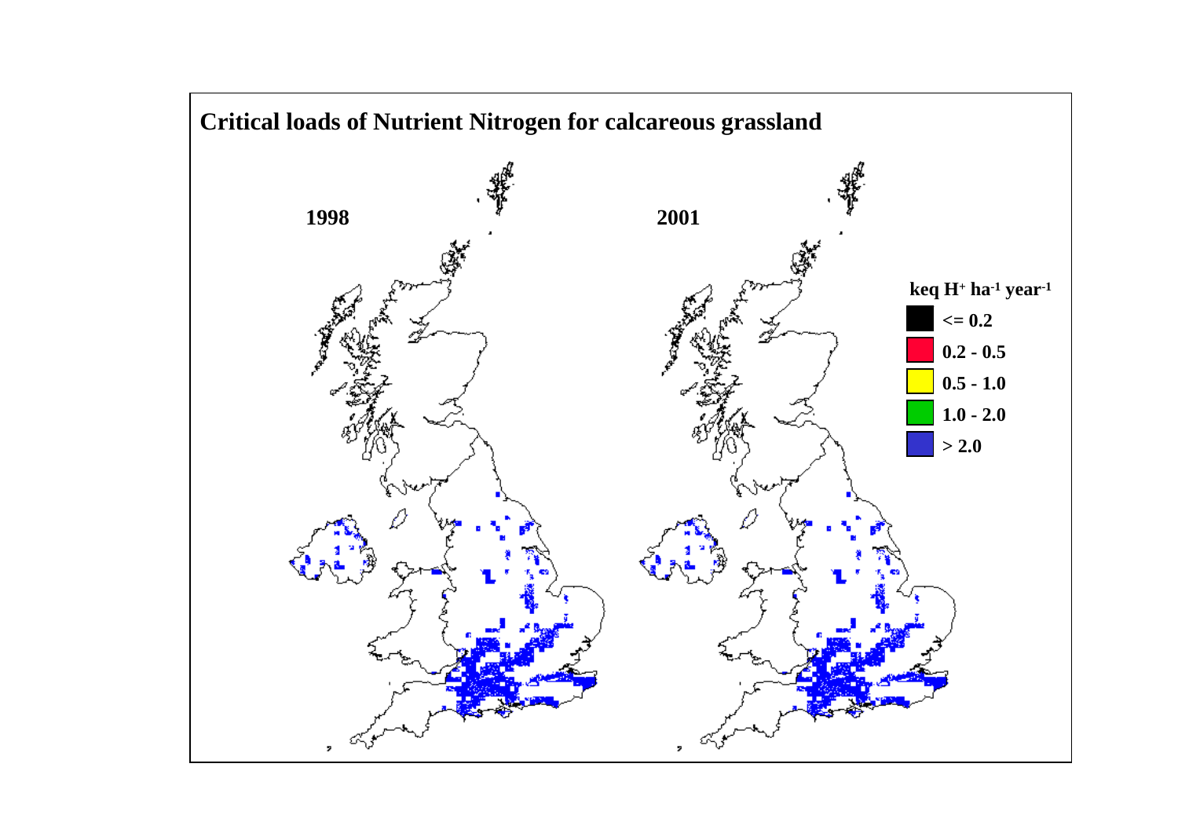## Critical loads of Nutrient Nitrogen for calcareous grassland

1998

2001

keq $H^+$ $ha^{-1}$ $year^{-1}$

- <= 0.2
- 0.2 - 0.5
- 0.5 - 1.0
- 1.0 - 2.0
- > 2.0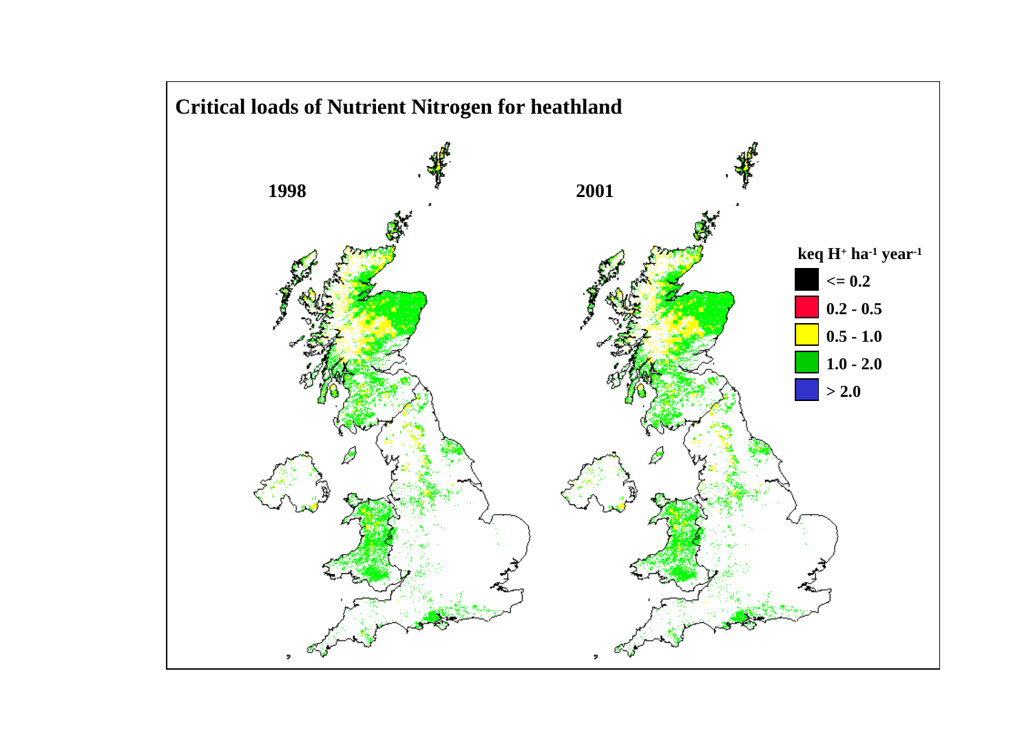**Critical loads of Nutrient Nitrogen for heathland**

1998

2001

keq $H^+$ $ha^{-1}$ $year^{-1}$

- <= 0.2
- 0.2 - 0.5
- 0.5 - 1.0
- 1.0 - 2.0
- > 2.0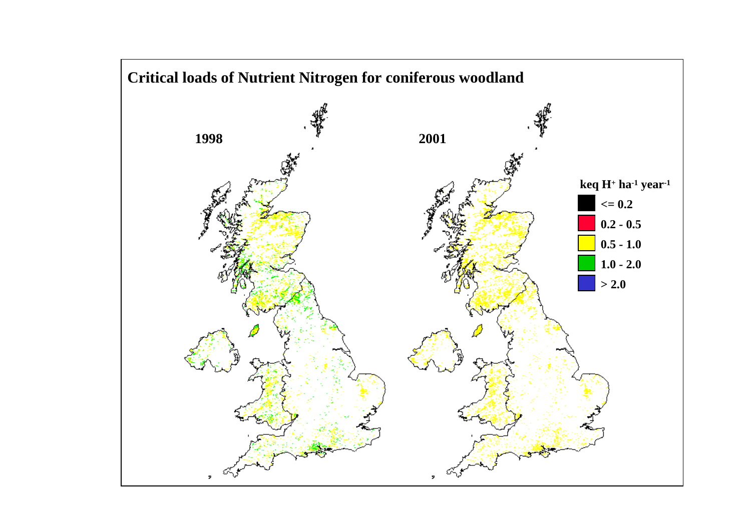**Critical loads of Nutrient Nitrogen for coniferous woodland**

1998

2001

keq $H^+$ $ha^{-1}$ $year^{-1}$

- <= 0.2
- 0.2 - 0.5
- 0.5 - 1.0
- 1.0 - 2.0
- > 2.0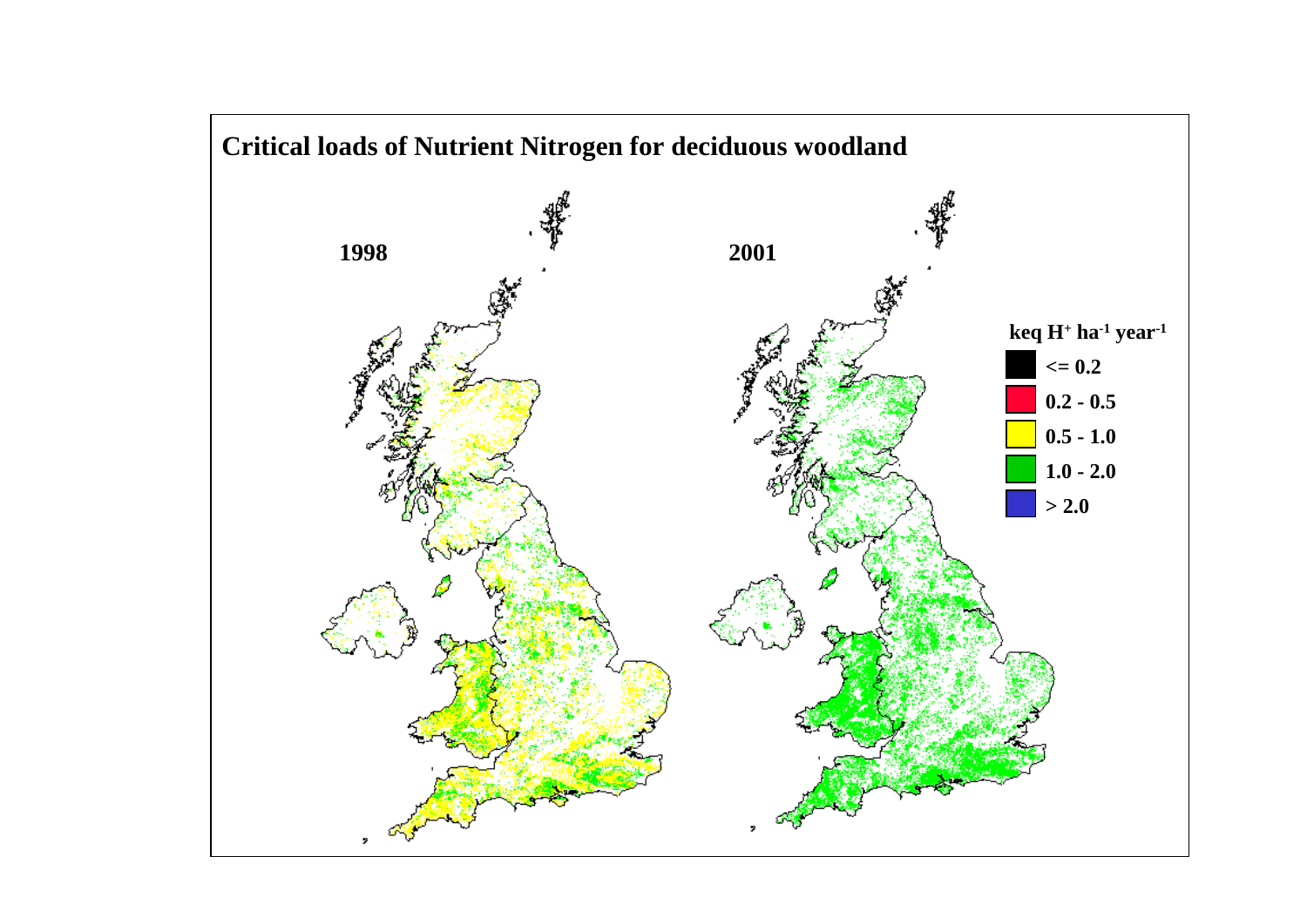# Critical loads of Nutrient Nitrogen for deciduous woodland

1998

2001

keq $H^+$ $ha^{-1}$ $year^{-1}$

<= 0.2

0.2 - 0.5

0.5 - 1.0

1.0 - 2.0

> 2.0